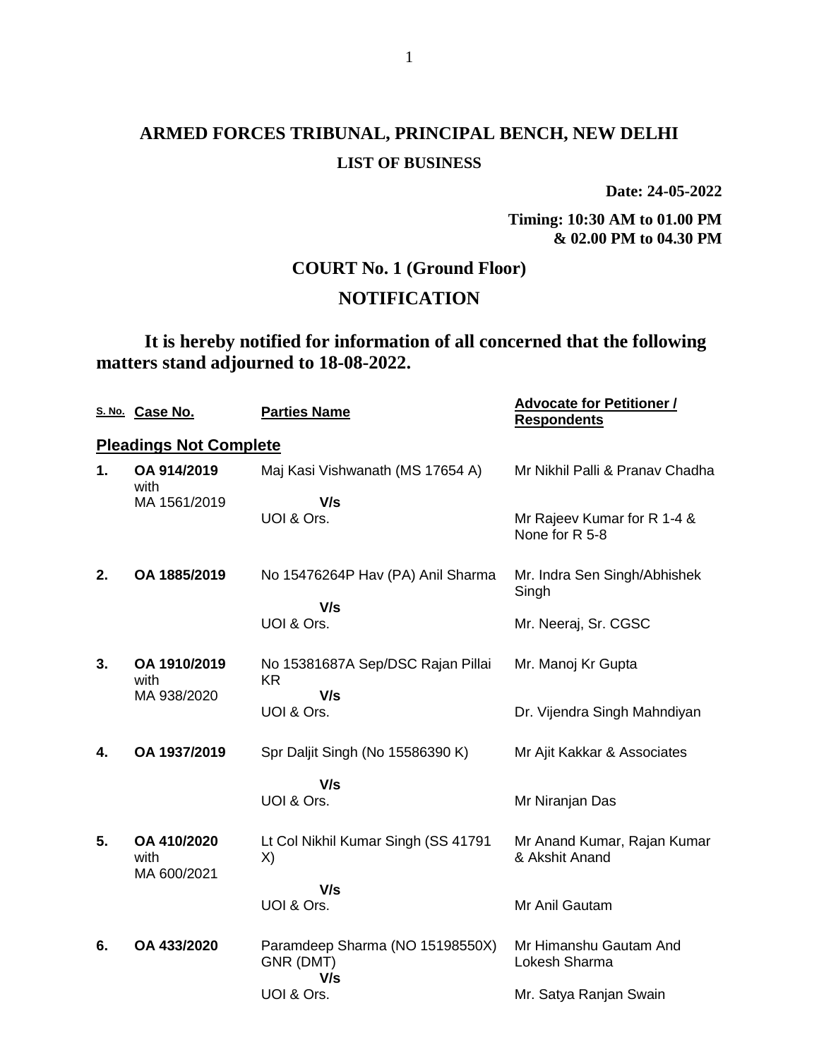# ARMED FORCES TRIBUNAL, PRINCIPAL BENCH, NEW DELHI

## LIST OF BUSINESS

**Date: 24-05-2022**

**Timing: 10:30 AM to 01.00 PM & 02.00 PM to 04.30 PM**

## COURT No. 1 (Ground Floor)

## NOTIFICATION

**It is hereby notified for information of all concerned that the following matters stand adjourned to 18-08-2022.**

| S. No. | Case No. | Parties Name | Advocate for Petitioner / Respondents |
|---|---|---|---|
| **Pleadings Not Complete** | | | |
| **1.** | **OA 914/2019** with MA 1561/2019 | Maj Kasi Vishwanath (MS 17654 A) **V/s** UOI & Ors. | Mr Nikhil Palli & Pranav Chadha<br>Mr Rajeev Kumar for R 1-4 & None for R 5-8 |
| **2.** | **OA 1885/2019** | No 15476264P Hav (PA) Anil Sharma **V/s** UOI & Ors. | Mr. Indra Sen Singh/Abhishek Singh<br>Mr. Neeraj, Sr. CGSC |
| **3.** | **OA 1910/2019** with MA 938/2020 | No 15381687A Sep/DSC Rajan Pillai KR **V/s** UOI & Ors. | Mr. Manoj Kr Gupta<br>Dr. Vijendra Singh Mahndiyan |
| **4.** | **OA 1937/2019** | Spr Daljit Singh (No 15586390 K) **V/s** UOI & Ors. | Mr Ajit Kakkar & Associates<br>Mr Niranjan Das |
| **5.** | **OA 410/2020** with MA 600/2021 | Lt Col Nikhil Kumar Singh (SS 41791 X) **V/s** UOI & Ors. | Mr Anand Kumar, Rajan Kumar & Akshit Anand<br>Mr Anil Gautam |
| **6.** | **OA 433/2020** | Paramdeep Sharma (NO 15198550X) GNR (DMT) **V/s** UOI & Ors. | Mr Himanshu Gautam And Lokesh Sharma<br>Mr. Satya Ranjan Swain |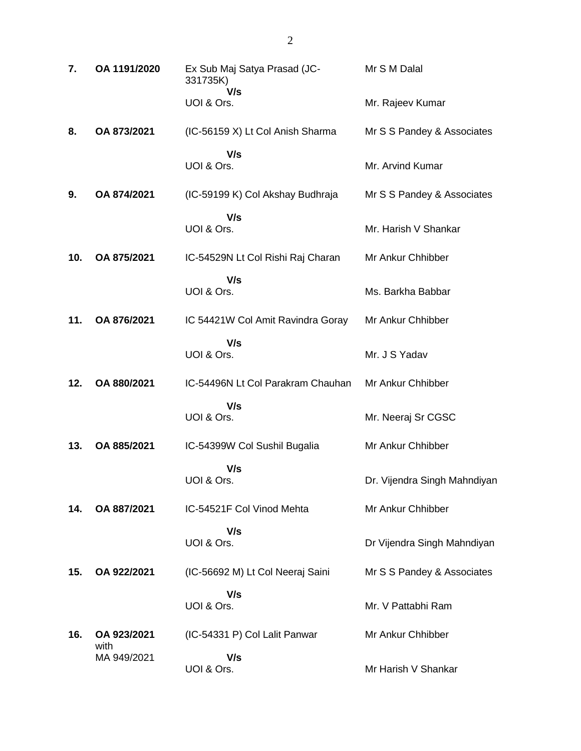| | | | |
|---|---|---|---|
| **7.** | **OA 1191/2020** | Ex Sub Maj Satya Prasad (JC-331735K)<br>**V/s**<br>UOI & Ors. | Mr S M Dalal<br><br>Mr. Rajeev Kumar |
| **8.** | **OA 873/2021** | (IC-56159 X) Lt Col Anish Sharma<br>**V/s**<br>UOI & Ors. | Mr S S Pandey & Associates<br><br>Mr. Arvind Kumar |
| **9.** | **OA 874/2021** | (IC-59199 K) Col Akshay Budhraja<br>**V/s**<br>UOI & Ors. | Mr S S Pandey & Associates<br><br>Mr. Harish V Shankar |
| **10.** | **OA 875/2021** | IC-54529N Lt Col Rishi Raj Charan<br>**V/s**<br>UOI & Ors. | Mr Ankur Chhibber<br><br>Ms. Barkha Babbar |
| **11.** | **OA 876/2021** | IC 54421W Col Amit Ravindra Goray<br>**V/s**<br>UOI & Ors. | Mr Ankur Chhibber<br><br>Mr. J S Yadav |
| **12.** | **OA 880/2021** | IC-54496N Lt Col Parakram Chauhan<br>**V/s**<br>UOI & Ors. | Mr Ankur Chhibber<br><br>Mr. Neeraj Sr CGSC |
| **13.** | **OA 885/2021** | IC-54399W Col Sushil Bugalia<br>**V/s**<br>UOI & Ors. | Mr Ankur Chhibber<br><br>Dr. Vijendra Singh Mahndiyan |
| **14.** | **OA 887/2021** | IC-54521F Col Vinod Mehta<br>**V/s**<br>UOI & Ors. | Mr Ankur Chhibber<br><br>Dr Vijendra Singh Mahndiyan |
| **15.** | **OA 922/2021** | (IC-56692 M) Lt Col Neeraj Saini<br>**V/s**<br>UOI & Ors. | Mr S S Pandey & Associates<br><br>Mr. V Pattabhi Ram |
| **16.** | **OA 923/2021**<br>with<br>MA 949/2021 | (IC-54331 P) Col Lalit Panwar<br>**V/s**<br>UOI & Ors. | Mr Ankur Chhibber<br><br>Mr Harish V Shankar |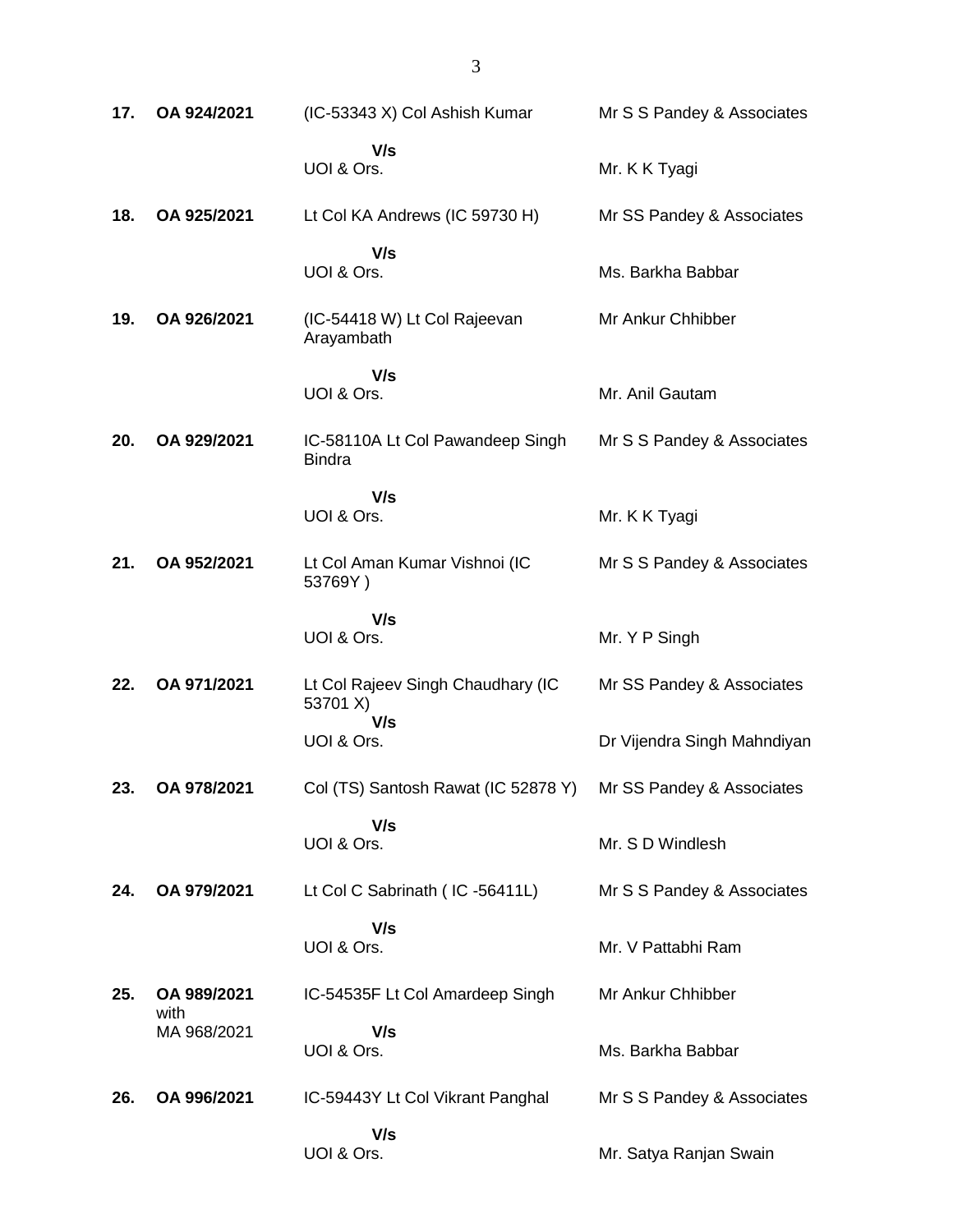| | | | |
|---|---|---|---|
| **17.** | **OA 924/2021** | (IC-53343 X) Col Ashish Kumar | Mr S S Pandey & Associates |
| | | **V/s** UOI & Ors. | Mr. K K Tyagi |
| **18.** | **OA 925/2021** | Lt Col KA Andrews (IC 59730 H) | Mr SS Pandey & Associates |
| | | **V/s** UOI & Ors. | Ms. Barkha Babbar |
| **19.** | **OA 926/2021** | (IC-54418 W) Lt Col Rajeevan Arayambath | Mr Ankur Chhibber |
| | | **V/s** UOI & Ors. | Mr. Anil Gautam |
| **20.** | **OA 929/2021** | IC-58110A Lt Col Pawandeep Singh Bindra | Mr S S Pandey & Associates |
| | | **V/s** UOI & Ors. | Mr. K K Tyagi |
| **21.** | **OA 952/2021** | Lt Col Aman Kumar Vishnoi (IC 53769Y ) | Mr S S Pandey & Associates |
| | | **V/s** UOI & Ors. | Mr. Y P Singh |
| **22.** | **OA 971/2021** | Lt Col Rajeev Singh Chaudhary (IC 53701 X) | Mr SS Pandey & Associates |
| | | **V/s** UOI & Ors. | Dr Vijendra Singh Mahndiyan |
| **23.** | **OA 978/2021** | Col (TS) Santosh Rawat (IC 52878 Y) | Mr SS Pandey & Associates |
| | | **V/s** UOI & Ors. | Mr. S D Windlesh |
| **24.** | **OA 979/2021** | Lt Col C Sabrinath ( IC -56411L) | Mr S S Pandey & Associates |
| | | **V/s** UOI & Ors. | Mr. V Pattabhi Ram |
| **25.** | **OA 989/2021** with MA 968/2021 | IC-54535F Lt Col Amardeep Singh | Mr Ankur Chhibber |
| | | **V/s** UOI & Ors. | Ms. Barkha Babbar |
| **26.** | **OA 996/2021** | IC-59443Y Lt Col Vikrant Panghal | Mr S S Pandey & Associates |
| | | **V/s** UOI & Ors. | Mr. Satya Ranjan Swain |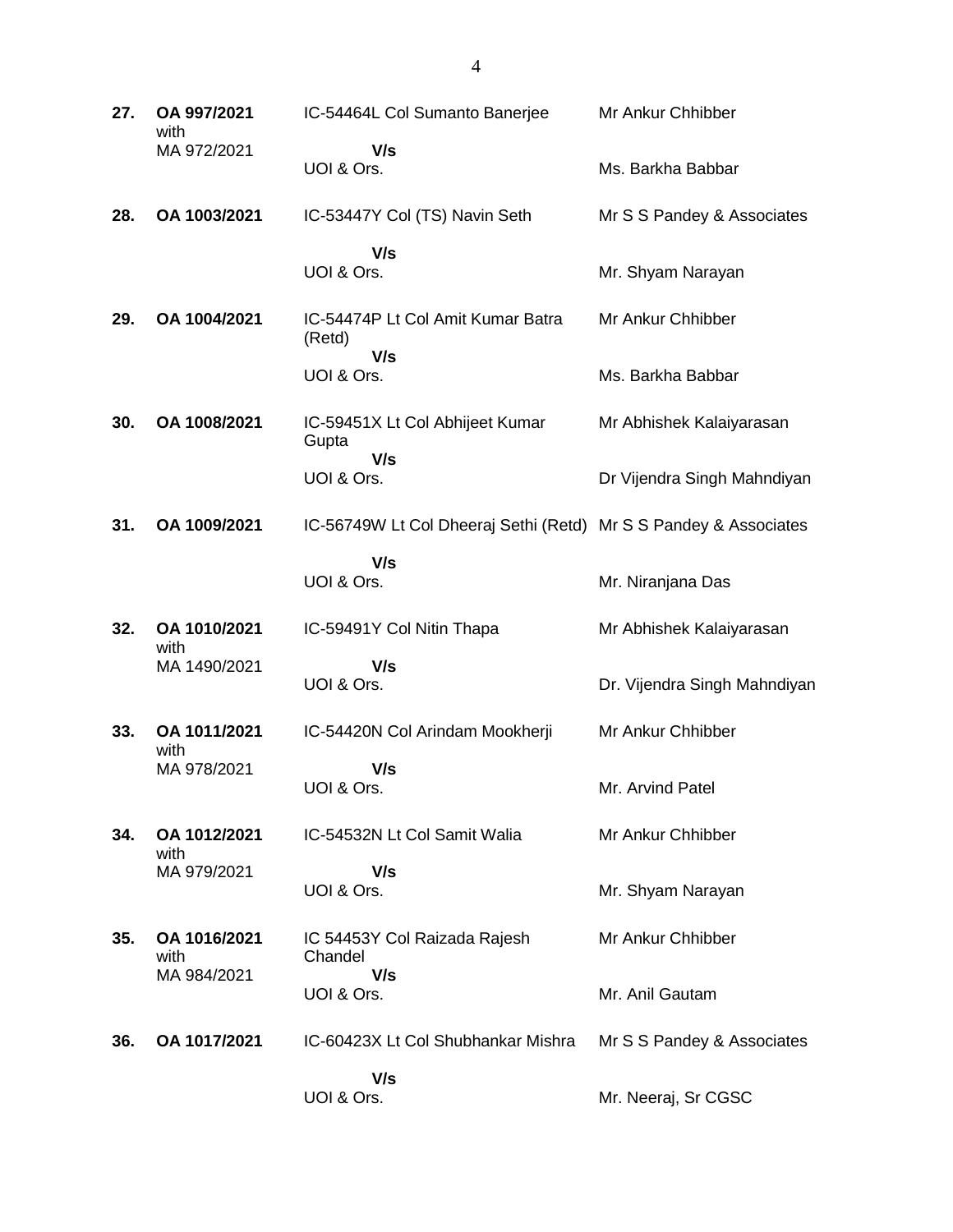| | | | |
|---|---|---|---|
| **27.** | **OA 997/2021** with MA 972/2021 | IC-54464L Col Sumanto Banerjee **V/s** UOI & Ors. | Mr Ankur Chhibber  Ms. Barkha Babbar |
| **28.** | **OA 1003/2021** | IC-53447Y Col (TS) Navin Seth **V/s** UOI & Ors. | Mr S S Pandey & Associates  Mr. Shyam Narayan |
| **29.** | **OA 1004/2021** | IC-54474P Lt Col Amit Kumar Batra (Retd) **V/s** UOI & Ors. | Mr Ankur Chhibber  Ms. Barkha Babbar |
| **30.** | **OA 1008/2021** | IC-59451X Lt Col Abhijeet Kumar Gupta **V/s** UOI & Ors. | Mr Abhishek Kalaiyarasan  Dr Vijendra Singh Mahndiyan |
| **31.** | **OA 1009/2021** | IC-56749W Lt Col Dheeraj Sethi (Retd) **V/s** UOI & Ors. | Mr S S Pandey & Associates  Mr. Niranjana Das |
| **32.** | **OA 1010/2021** with MA 1490/2021 | IC-59491Y Col Nitin Thapa **V/s** UOI & Ors. | Mr Abhishek Kalaiyarasan  Dr. Vijendra Singh Mahndiyan |
| **33.** | **OA 1011/2021** with MA 978/2021 | IC-54420N Col Arindam Mookherji **V/s** UOI & Ors. | Mr Ankur Chhibber  Mr. Arvind Patel |
| **34.** | **OA 1012/2021** with MA 979/2021 | IC-54532N Lt Col Samit Walia **V/s** UOI & Ors. | Mr Ankur Chhibber  Mr. Shyam Narayan |
| **35.** | **OA 1016/2021** with MA 984/2021 | IC 54453Y Col Raizada Rajesh Chandel **V/s** UOI & Ors. | Mr Ankur Chhibber  Mr. Anil Gautam |
| **36.** | **OA 1017/2021** | IC-60423X Lt Col Shubhankar Mishra **V/s** UOI & Ors. | Mr S S Pandey & Associates  Mr. Neeraj, Sr CGSC |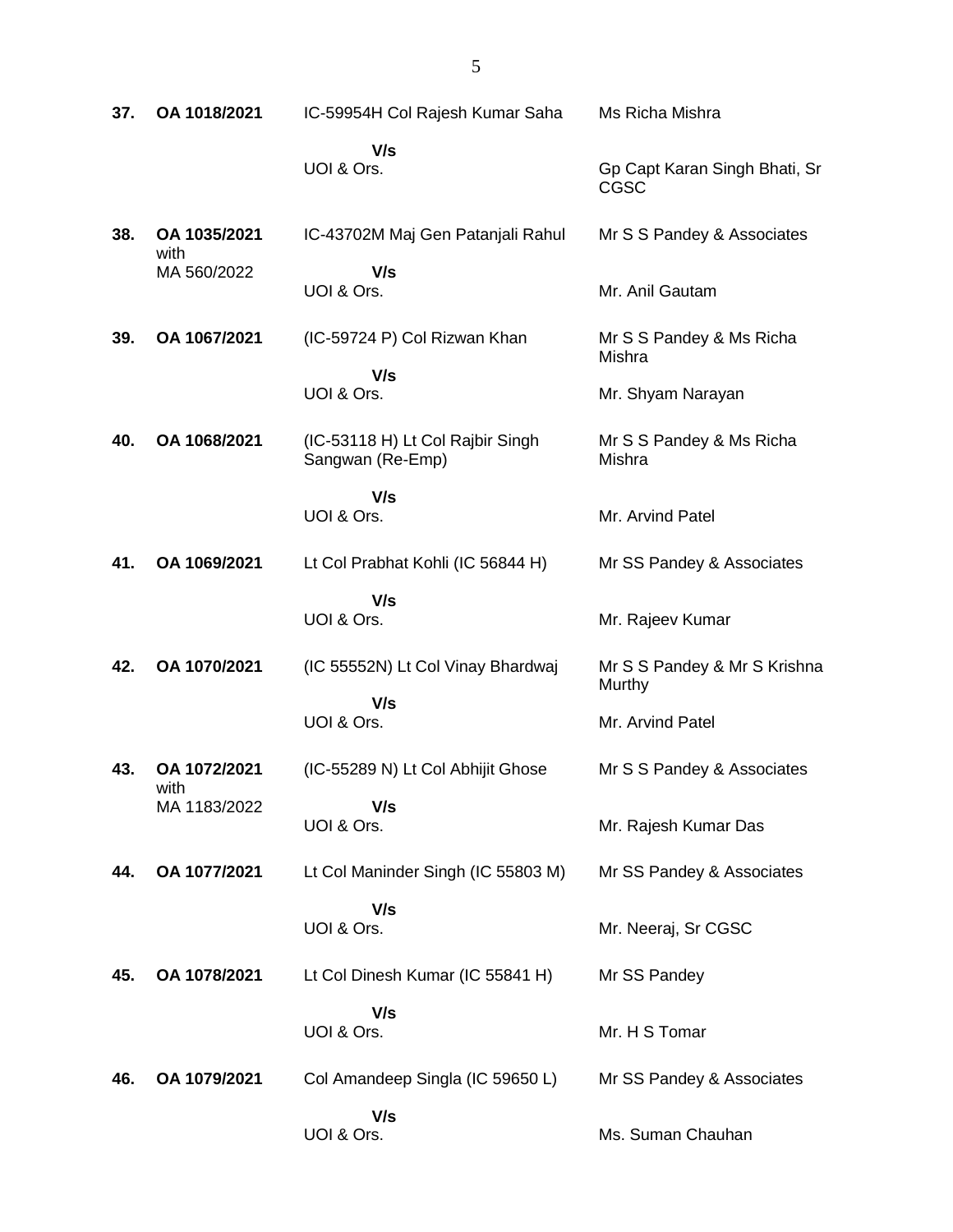| | | | |
|---|---|---|---|
| **37.** | **OA 1018/2021** | IC-59954H Col Rajesh Kumar Saha<br>**V/s**<br>UOI & Ors. | Ms Richa Mishra<br><br>Gp Capt Karan Singh Bhati, Sr CGSC |
| **38.** | **OA 1035/2021** with MA 560/2022 | IC-43702M Maj Gen Patanjali Rahul<br>**V/s**<br>UOI & Ors. | Mr S S Pandey & Associates<br><br>Mr. Anil Gautam |
| **39.** | **OA 1067/2021** | (IC-59724 P) Col Rizwan Khan<br>**V/s**<br>UOI & Ors. | Mr S S Pandey & Ms Richa Mishra<br><br>Mr. Shyam Narayan |
| **40.** | **OA 1068/2021** | (IC-53118 H) Lt Col Rajbir Singh Sangwan (Re-Emp)<br>**V/s**<br>UOI & Ors. | Mr S S Pandey & Ms Richa Mishra<br><br>Mr. Arvind Patel |
| **41.** | **OA 1069/2021** | Lt Col Prabhat Kohli (IC 56844 H)<br>**V/s**<br>UOI & Ors. | Mr SS Pandey & Associates<br><br>Mr. Rajeev Kumar |
| **42.** | **OA 1070/2021** | (IC 55552N) Lt Col Vinay Bhardwaj<br>**V/s**<br>UOI & Ors. | Mr S S Pandey & Mr S Krishna Murthy<br><br>Mr. Arvind Patel |
| **43.** | **OA 1072/2021** with MA 1183/2022 | (IC-55289 N) Lt Col Abhijit Ghose<br>**V/s**<br>UOI & Ors. | Mr S S Pandey & Associates<br><br>Mr. Rajesh Kumar Das |
| **44.** | **OA 1077/2021** | Lt Col Maninder Singh (IC 55803 M)<br>**V/s**<br>UOI & Ors. | Mr SS Pandey & Associates<br><br>Mr. Neeraj, Sr CGSC |
| **45.** | **OA 1078/2021** | Lt Col Dinesh Kumar (IC 55841 H)<br>**V/s**<br>UOI & Ors. | Mr SS Pandey<br><br>Mr. H S Tomar |
| **46.** | **OA 1079/2021** | Col Amandeep Singla (IC 59650 L)<br>**V/s**<br>UOI & Ors. | Mr SS Pandey & Associates<br><br>Ms. Suman Chauhan |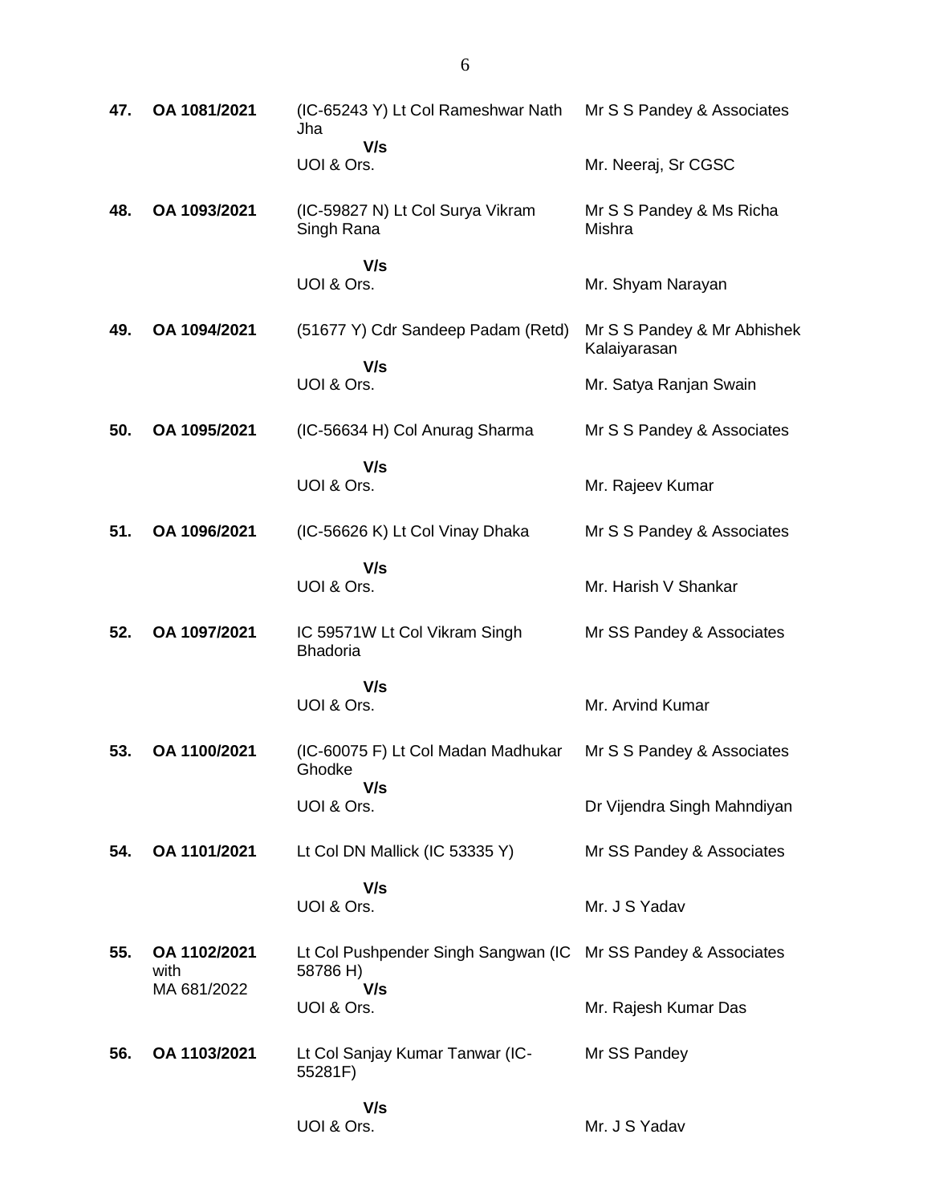| | | | |
|---|---|---|---|
| **47.** | **OA 1081/2021** | (IC-65243 Y) Lt Col Rameshwar Nath Jha<br>**V/s**<br>UOI & Ors. | Mr S S Pandey & Associates<br><br>Mr. Neeraj, Sr CGSC |
| **48.** | **OA 1093/2021** | (IC-59827 N) Lt Col Surya Vikram Singh Rana<br>**V/s**<br>UOI & Ors. | Mr S S Pandey & Ms Richa Mishra<br><br>Mr. Shyam Narayan |
| **49.** | **OA 1094/2021** | (51677 Y) Cdr Sandeep Padam (Retd)<br>**V/s**<br>UOI & Ors. | Mr S S Pandey & Mr Abhishek Kalaiyarasan<br><br>Mr. Satya Ranjan Swain |
| **50.** | **OA 1095/2021** | (IC-56634 H) Col Anurag Sharma<br>**V/s**<br>UOI & Ors. | Mr S S Pandey & Associates<br><br>Mr. Rajeev Kumar |
| **51.** | **OA 1096/2021** | (IC-56626 K) Lt Col Vinay Dhaka<br>**V/s**<br>UOI & Ors. | Mr S S Pandey & Associates<br><br>Mr. Harish V Shankar |
| **52.** | **OA 1097/2021** | IC 59571W Lt Col Vikram Singh Bhadoria<br>**V/s**<br>UOI & Ors. | Mr SS Pandey & Associates<br><br>Mr. Arvind Kumar |
| **53.** | **OA 1100/2021** | (IC-60075 F) Lt Col Madan Madhukar Ghodke<br>**V/s**<br>UOI & Ors. | Mr S S Pandey & Associates<br><br>Dr Vijendra Singh Mahndiyan |
| **54.** | **OA 1101/2021** | Lt Col DN Mallick (IC 53335 Y)<br>**V/s**<br>UOI & Ors. | Mr SS Pandey & Associates<br><br>Mr. J S Yadav |
| **55.** | **OA 1102/2021** with MA 681/2022 | Lt Col Pushpender Singh Sangwan (IC 58786 H)<br>**V/s**<br>UOI & Ors. | Mr SS Pandey & Associates<br><br>Mr. Rajesh Kumar Das |
| **56.** | **OA 1103/2021** | Lt Col Sanjay Kumar Tanwar (IC-55281F)<br>**V/s**<br>UOI & Ors. | Mr SS Pandey<br><br>Mr. J S Yadav |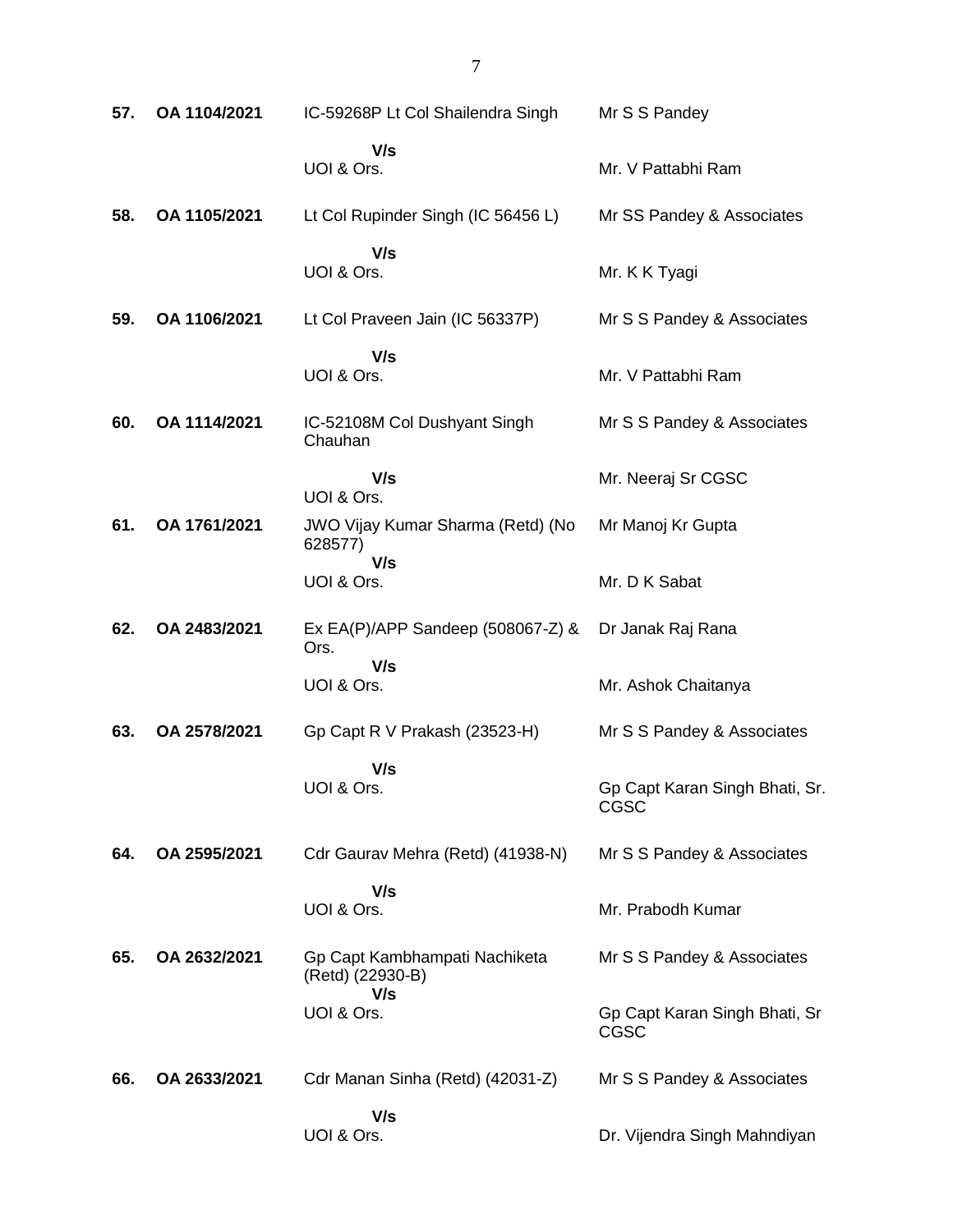| | | | |
|---|---|---|---|
| **57.** | **OA 1104/2021** | IC-59268P Lt Col Shailendra Singh<br>**V/s**<br>UOI & Ors. | Mr S S Pandey<br><br>Mr. V Pattabhi Ram |
| **58.** | **OA 1105/2021** | Lt Col Rupinder Singh (IC 56456 L)<br>**V/s**<br>UOI & Ors. | Mr SS Pandey & Associates<br><br>Mr. K K Tyagi |
| **59.** | **OA 1106/2021** | Lt Col Praveen Jain (IC 56337P)<br>**V/s**<br>UOI & Ors. | Mr S S Pandey & Associates<br><br>Mr. V Pattabhi Ram |
| **60.** | **OA 1114/2021** | IC-52108M Col Dushyant Singh Chauhan<br>**V/s**<br>UOI & Ors. | Mr S S Pandey & Associates<br><br>Mr. Neeraj Sr CGSC |
| **61.** | **OA 1761/2021** | JWO Vijay Kumar Sharma (Retd) (No 628577)<br>**V/s**<br>UOI & Ors. | Mr Manoj Kr Gupta<br><br>Mr. D K Sabat |
| **62.** | **OA 2483/2021** | Ex EA(P)/APP Sandeep (508067-Z) & Ors.<br>**V/s**<br>UOI & Ors. | Dr Janak Raj Rana<br><br>Mr. Ashok Chaitanya |
| **63.** | **OA 2578/2021** | Gp Capt R V Prakash (23523-H)<br>**V/s**<br>UOI & Ors. | Mr S S Pandey & Associates<br><br>Gp Capt Karan Singh Bhati, Sr. CGSC |
| **64.** | **OA 2595/2021** | Cdr Gaurav Mehra (Retd) (41938-N)<br>**V/s**<br>UOI & Ors. | Mr S S Pandey & Associates<br><br>Mr. Prabodh Kumar |
| **65.** | **OA 2632/2021** | Gp Capt Kambhampati Nachiketa (Retd) (22930-B)<br>**V/s**<br>UOI & Ors. | Mr S S Pandey & Associates<br><br>Gp Capt Karan Singh Bhati, Sr CGSC |
| **66.** | **OA 2633/2021** | Cdr Manan Sinha (Retd) (42031-Z)<br>**V/s**<br>UOI & Ors. | Mr S S Pandey & Associates<br><br>Dr. Vijendra Singh Mahndiyan |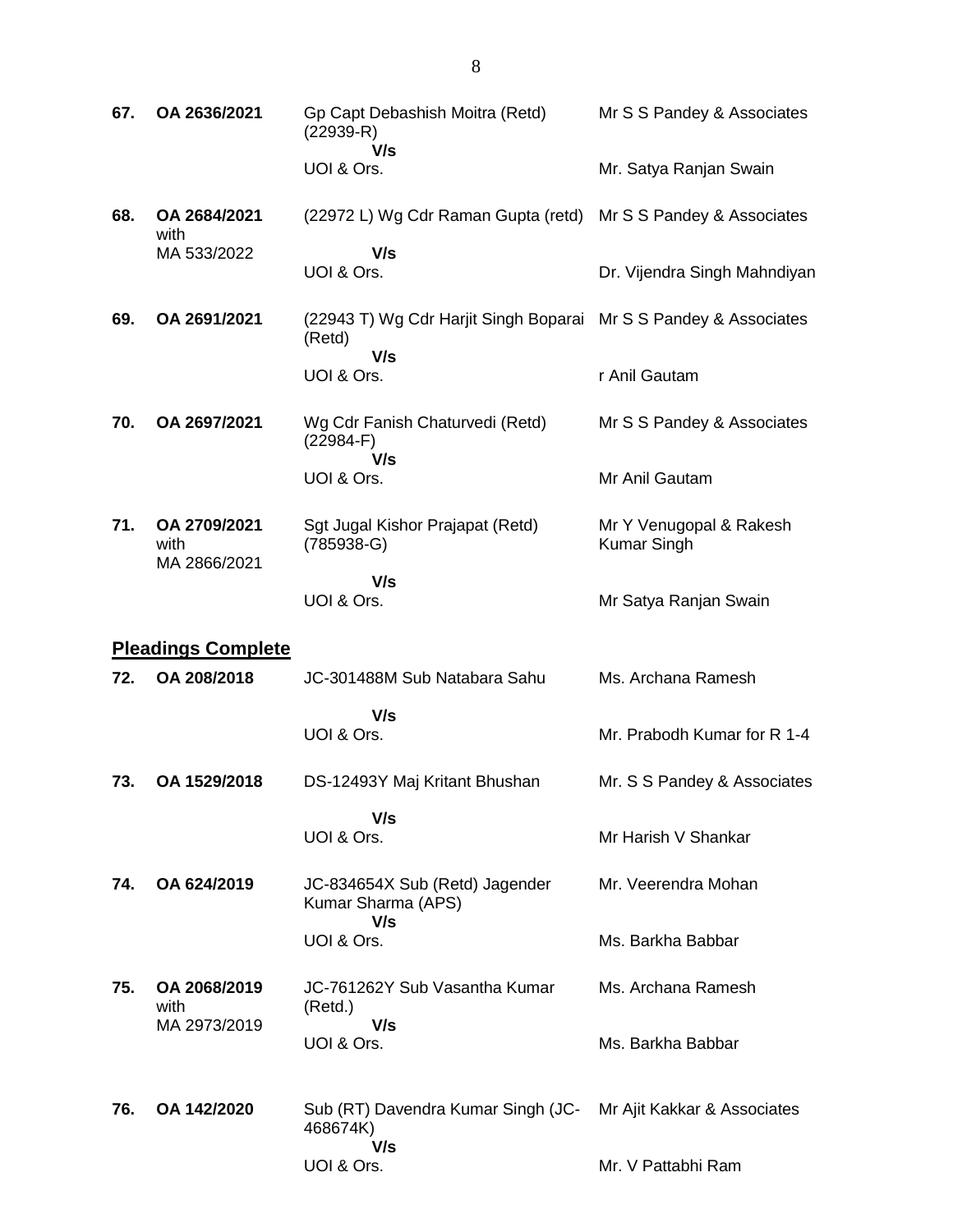| | | | |
|---|---|---|---|
| **67.** | **OA 2636/2021** | Gp Capt Debashish Moitra (Retd) (22939-R)<br>**V/s**<br>UOI & Ors. | Mr S S Pandey & Associates<br><br>Mr. Satya Ranjan Swain |
| **68.** | **OA 2684/2021** with MA 533/2022 | (22972 L) Wg Cdr Raman Gupta (retd)<br>**V/s**<br>UOI & Ors. | Mr S S Pandey & Associates<br><br>Dr. Vijendra Singh Mahndiyan |
| **69.** | **OA 2691/2021** | (22943 T) Wg Cdr Harjit Singh Boparai (Retd)<br>**V/s**<br>UOI & Ors. | Mr S S Pandey & Associates<br><br>r Anil Gautam |
| **70.** | **OA 2697/2021** | Wg Cdr Fanish Chaturvedi (Retd) (22984-F)<br>**V/s**<br>UOI & Ors. | Mr S S Pandey & Associates<br><br>Mr Anil Gautam |
| **71.** | **OA 2709/2021** with MA 2866/2021 | Sgt Jugal Kishor Prajapat (Retd) (785938-G)<br>**V/s**<br>UOI & Ors. | Mr Y Venugopal & Rakesh Kumar Singh<br><br>Mr Satya Ranjan Swain |

**<u>Pleadings Complete</u>**

| | | | |
|---|---|---|---|
| **72.** | **OA 208/2018** | JC-301488M Sub Natabara Sahu<br>**V/s**<br>UOI & Ors. | Ms. Archana Ramesh<br><br>Mr. Prabodh Kumar for R 1-4 |
| **73.** | **OA 1529/2018** | DS-12493Y Maj Kritant Bhushan<br>**V/s**<br>UOI & Ors. | Mr. S S Pandey & Associates<br><br>Mr Harish V Shankar |
| **74.** | **OA 624/2019** | JC-834654X Sub (Retd) Jagender Kumar Sharma (APS)<br>**V/s**<br>UOI & Ors. | Mr. Veerendra Mohan<br><br>Ms. Barkha Babbar |
| **75.** | **OA 2068/2019** with MA 2973/2019 | JC-761262Y Sub Vasantha Kumar (Retd.)<br>**V/s**<br>UOI & Ors. | Ms. Archana Ramesh<br><br>Ms. Barkha Babbar |
| **76.** | **OA 142/2020** | Sub (RT) Davendra Kumar Singh (JC-468674K)<br>**V/s**<br>UOI & Ors. | Mr Ajit Kakkar & Associates<br><br>Mr. V Pattabhi Ram |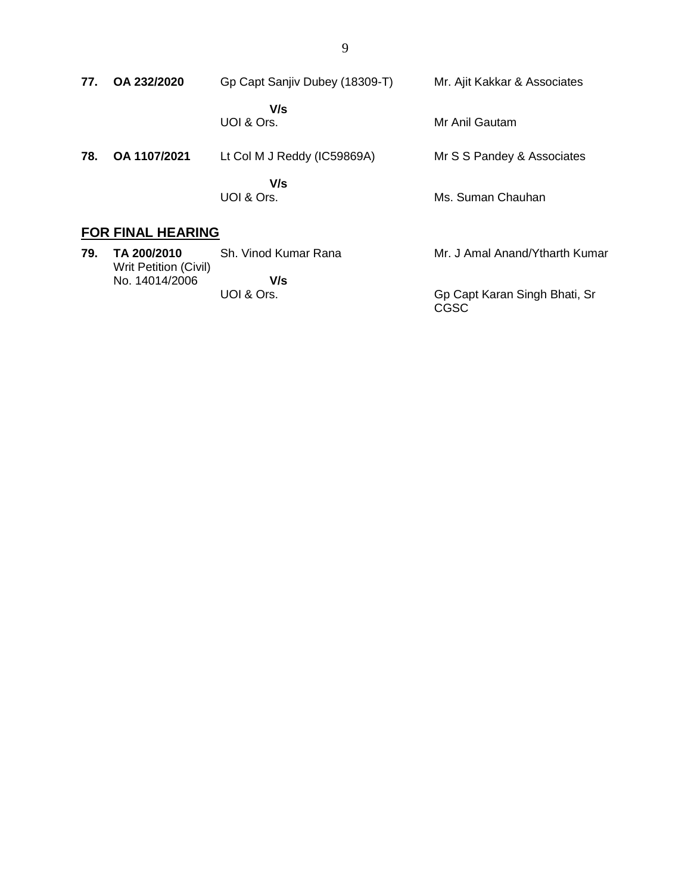| | | | |
|---|---|---|---|
| **77.** | **OA 232/2020** | Gp Capt Sanjiv Dubey (18309-T) | Mr. Ajit Kakkar & Associates |
| | | **V/s** | |
| | | UOI & Ors. | Mr Anil Gautam |
| **78.** | **OA 1107/2021** | Lt Col M J Reddy (IC59869A) | Mr S S Pandey & Associates |
| | | **V/s** | |
| | | UOI & Ors. | Ms. Suman Chauhan |

## FOR FINAL HEARING

| | | | |
|---|---|---|---|
| **79.** | **TA 200/2010** Writ Petition (Civil) No. 14014/2006 | Sh. Vinod Kumar Rana | Mr. J Amal Anand/Ytharth Kumar |
| | | **V/s** | |
| | | UOI & Ors. | Gp Capt Karan Singh Bhati, Sr CGSC |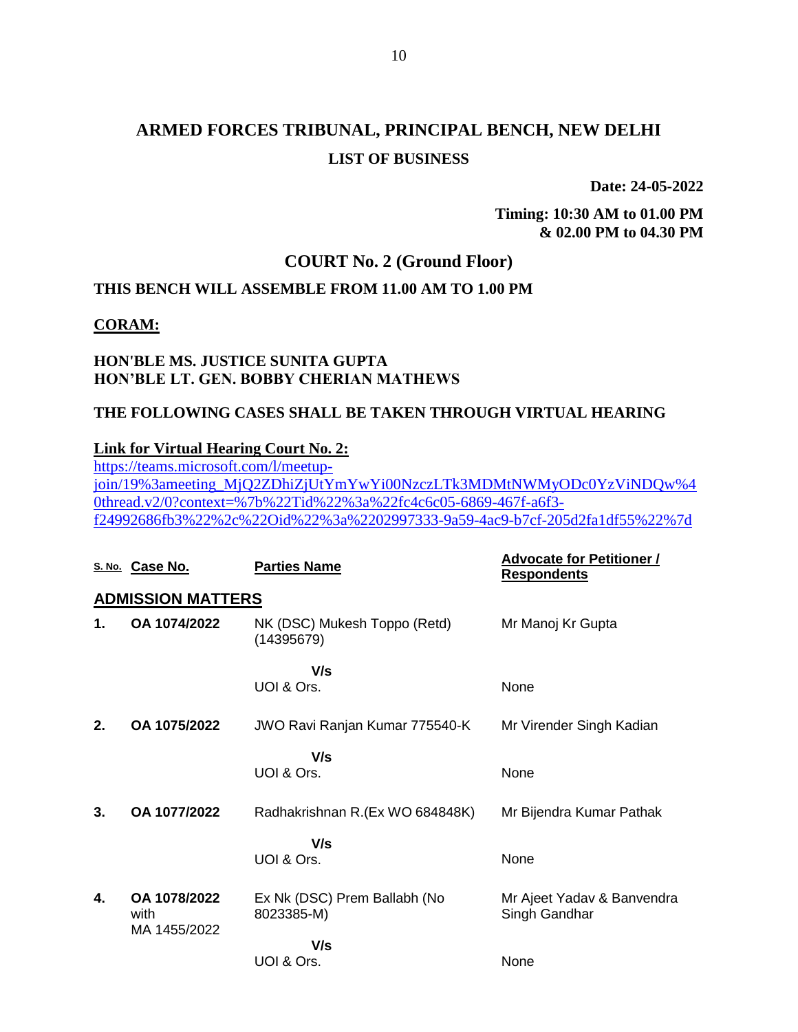# ARMED FORCES TRIBUNAL, PRINCIPAL BENCH, NEW DELHI

## LIST OF BUSINESS

**Date: 24-05-2022**

**Timing: 10:30 AM to 01.00 PM & 02.00 PM to 04.30 PM**

## COURT No. 2 (Ground Floor)

**THIS BENCH WILL ASSEMBLE FROM 11.00 AM TO 1.00 PM**

**CORAM:**

**HON'BLE MS. JUSTICE SUNITA GUPTA**
**HON'BLE LT. GEN. BOBBY CHERIAN MATHEWS**

**THE FOLLOWING CASES SHALL BE TAKEN THROUGH VIRTUAL HEARING**

**Link for Virtual Hearing Court No. 2:**
https://teams.microsoft.com/l/meetup-join/19%3ameeting_MjQ2ZDhiZjUtYmYwYi00NzczLTk3MDMtNWMyODc0YzViNDQw%40thread.v2/0?context=%7b%22Tid%22%3a%22fc4c6c05-6869-467f-a6f3-f24992686fb3%22%2c%22Oid%22%3a%2202997333-9a59-4ac9-b7cf-205d2fa1df55%22%7d

| S. No. | Case No. | Parties Name | Advocate for Petitioner / Respondents |
|---|---|---|---|
| **ADMISSION MATTERS** | | | |
| **1.** | **OA 1074/2022** | NK (DSC) Mukesh Toppo (Retd) (14395679) | Mr Manoj Kr Gupta |
| | | **V/s** | |
| | | UOI & Ors. | None |
| **2.** | **OA 1075/2022** | JWO Ravi Ranjan Kumar 775540-K | Mr Virender Singh Kadian |
| | | **V/s** | |
| | | UOI & Ors. | None |
| **3.** | **OA 1077/2022** | Radhakrishnan R.(Ex WO 684848K) | Mr Bijendra Kumar Pathak |
| | | **V/s** | |
| | | UOI & Ors. | None |
| **4.** | **OA 1078/2022** with MA 1455/2022 | Ex Nk (DSC) Prem Ballabh (No 8023385-M) | Mr Ajeet Yadav & Banvendra Singh Gandhar |
| | | **V/s** | |
| | | UOI & Ors. | None |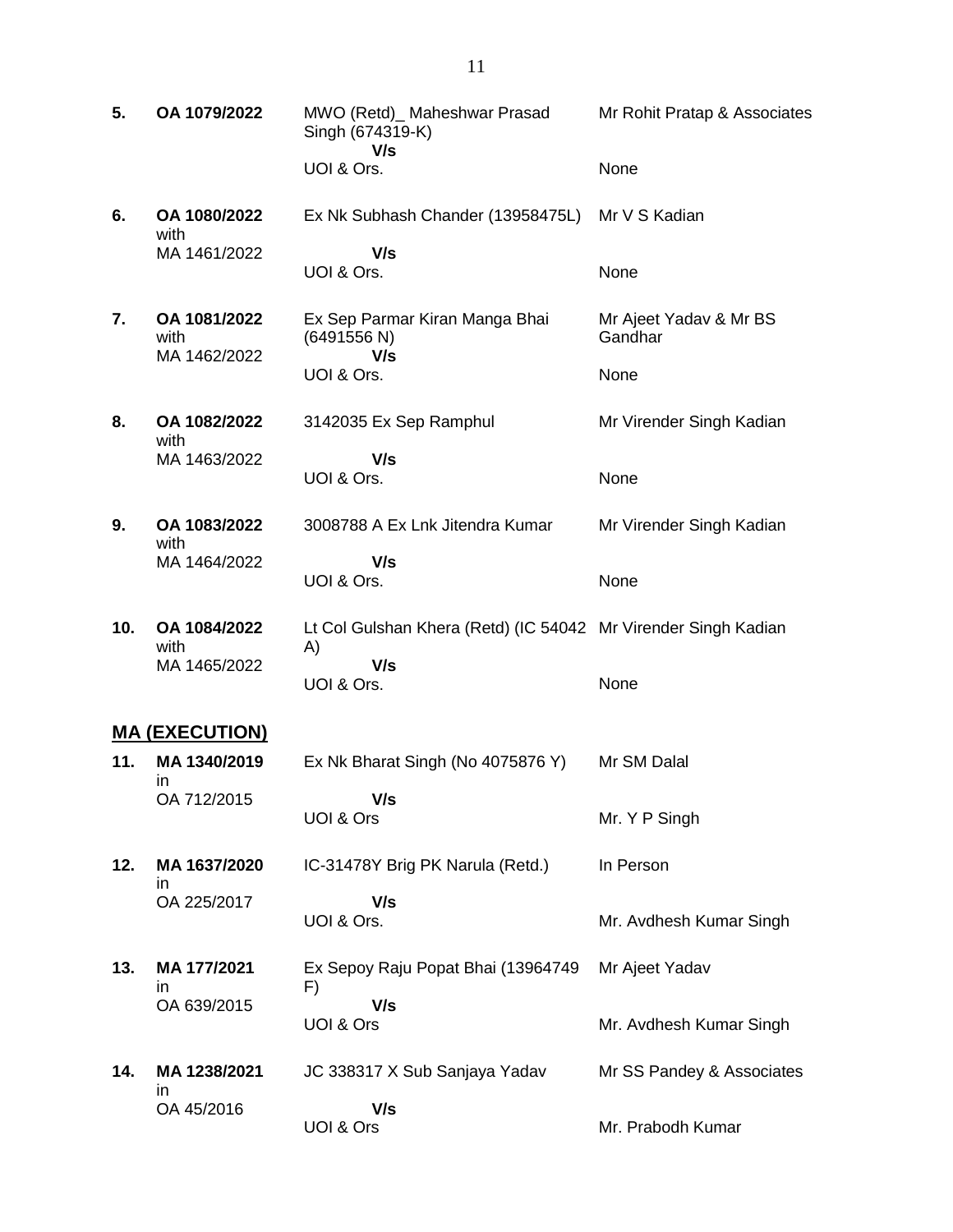| | | | |
|---|---|---|---|
| **5.** | **OA 1079/2022** | MWO (Retd)_ Maheshwar Prasad Singh (674319-K)<br>**V/s**<br>UOI & Ors. | Mr Rohit Pratap & Associates<br><br>None |
| **6.** | **OA 1080/2022** with MA 1461/2022 | Ex Nk Subhash Chander (13958475L)<br>**V/s**<br>UOI & Ors. | Mr V S Kadian<br><br>None |
| **7.** | **OA 1081/2022** with MA 1462/2022 | Ex Sep Parmar Kiran Manga Bhai (6491556 N)<br>**V/s**<br>UOI & Ors. | Mr Ajeet Yadav & Mr BS Gandhar<br><br>None |
| **8.** | **OA 1082/2022** with MA 1463/2022 | 3142035 Ex Sep Ramphul<br>**V/s**<br>UOI & Ors. | Mr Virender Singh Kadian<br><br>None |
| **9.** | **OA 1083/2022** with MA 1464/2022 | 3008788 A Ex Lnk Jitendra Kumar<br>**V/s**<br>UOI & Ors. | Mr Virender Singh Kadian<br><br>None |
| **10.** | **OA 1084/2022** with MA 1465/2022 | Lt Col Gulshan Khera (Retd) (IC 54042 A)<br>**V/s**<br>UOI & Ors. | Mr Virender Singh Kadian<br><br>None |

**<u>MA (EXECUTION)</u>**

| | | | |
|---|---|---|---|
| **11.** | **MA 1340/2019** in OA 712/2015 | Ex Nk Bharat Singh (No 4075876 Y)<br>**V/s**<br>UOI & Ors | Mr SM Dalal<br><br>Mr. Y P Singh |
| **12.** | **MA 1637/2020** in OA 225/2017 | IC-31478Y Brig PK Narula (Retd.)<br>**V/s**<br>UOI & Ors. | In Person<br><br>Mr. Avdhesh Kumar Singh |
| **13.** | **MA 177/2021** in OA 639/2015 | Ex Sepoy Raju Popat Bhai (13964749 F)<br>**V/s**<br>UOI & Ors | Mr Ajeet Yadav<br><br>Mr. Avdhesh Kumar Singh |
| **14.** | **MA 1238/2021** in OA 45/2016 | JC 338317 X Sub Sanjaya Yadav<br>**V/s**<br>UOI & Ors | Mr SS Pandey & Associates<br><br>Mr. Prabodh Kumar |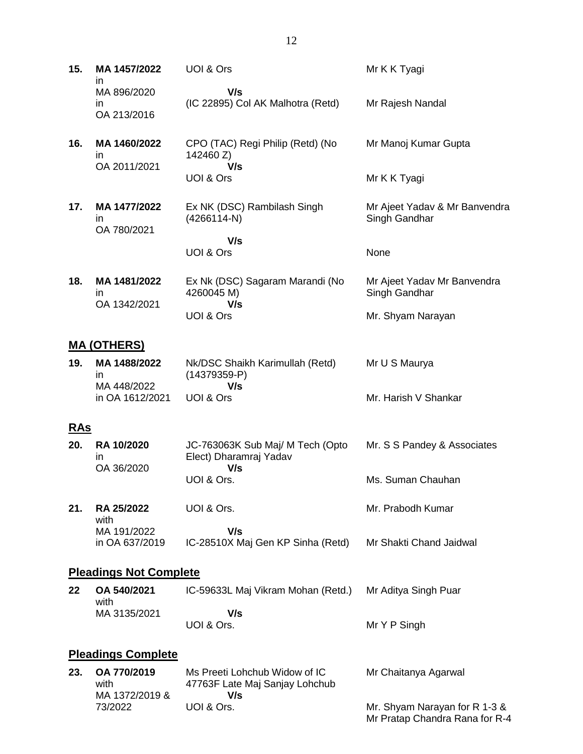| | | | |
|---|---|---|---|
| **15.** | **MA 1457/2022** in MA 896/2020 in OA 213/2016 | UOI & Ors<br>**V/s**<br>(IC 22895) Col AK Malhotra (Retd) | Mr K K Tyagi<br><br>Mr Rajesh Nandal |
| **16.** | **MA 1460/2022** in OA 2011/2021 | CPO (TAC) Regi Philip (Retd) (No 142460 Z)<br>**V/s**<br>UOI & Ors | Mr Manoj Kumar Gupta<br><br>Mr K K Tyagi |
| **17.** | **MA 1477/2022** in OA 780/2021 | Ex NK (DSC) Rambilash Singh (4266114-N)<br>**V/s**<br>UOI & Ors | Mr Ajeet Yadav & Mr Banvendra Singh Gandhar<br><br>None |
| **18.** | **MA 1481/2022** in OA 1342/2021 | Ex Nk (DSC) Sagaram Marandi (No 4260045 M)<br>**V/s**<br>UOI & Ors | Mr Ajeet Yadav Mr Banvendra Singh Gandhar<br><br>Mr. Shyam Narayan |

## MA (OTHERS)

| | | | |
|---|---|---|---|
| **19.** | **MA 1488/2022** in MA 448/2022 in OA 1612/2021 | Nk/DSC Shaikh Karimullah (Retd) (14379359-P)<br>**V/s**<br>UOI & Ors | Mr U S Maurya<br><br>Mr. Harish V Shankar |

## RAs

| | | | |
|---|---|---|---|
| **20.** | **RA 10/2020** in OA 36/2020 | JC-763063K Sub Maj/ M Tech (Opto Elect) Dharamraj Yadav<br>**V/s**<br>UOI & Ors. | Mr. S S Pandey & Associates<br><br>Ms. Suman Chauhan |
| **21.** | **RA 25/2022** with MA 191/2022 in OA 637/2019 | UOI & Ors.<br>**V/s**<br>IC-28510X Maj Gen KP Sinha (Retd) | Mr. Prabodh Kumar<br><br>Mr Shakti Chand Jaidwal |

## Pleadings Not Complete

| | | | |
|---|---|---|---|
| **22** | **OA 540/2021** with MA 3135/2021 | IC-59633L Maj Vikram Mohan (Retd.)<br>**V/s**<br>UOI & Ors. | Mr Aditya Singh Puar<br><br>Mr Y P Singh |

## Pleadings Complete

| | | | |
|---|---|---|---|
| **23.** | **OA 770/2019** with MA 1372/2019 & 73/2022 | Ms Preeti Lohchub Widow of IC 47763F Late Maj Sanjay Lohchub<br>**V/s**<br>UOI & Ors. | Mr Chaitanya Agarwal<br><br>Mr. Shyam Narayan for R 1-3 & Mr Pratap Chandra Rana for R-4 |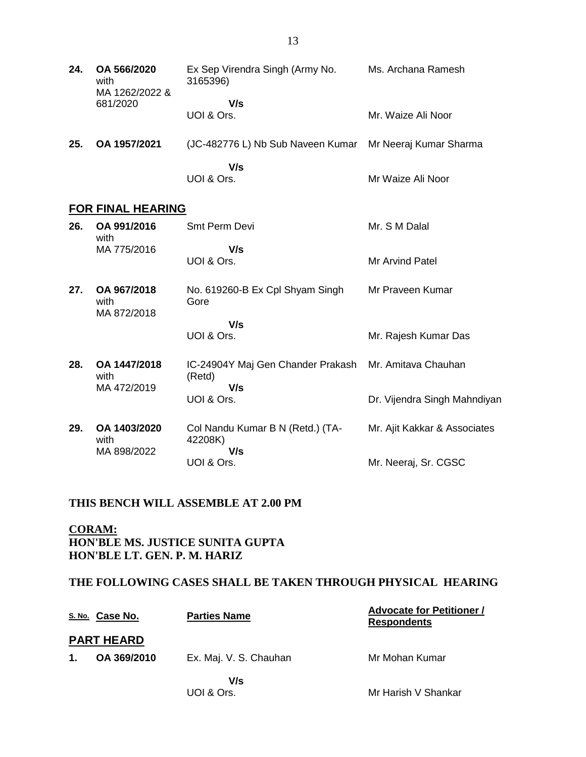| S. No. | Case No. | Parties Name | Advocate for Petitioner / Respondents |
|---|---|---|---|
| 24. | OA 566/2020 with MA 1262/2022 & 681/2020 | Ex Sep Virendra Singh (Army No. 3165396) | Ms. Archana Ramesh |
| | | V/s | |
| | | UOI & Ors. | Mr. Waize Ali Noor |
| 25. | OA 1957/2021 | (JC-482776 L) Nb Sub Naveen Kumar | Mr Neeraj Kumar Sharma |
| | | V/s | |
| | | UOI & Ors. | Mr Waize Ali Noor |

## FOR FINAL HEARING

| S. No. | Case No. | Parties Name | Advocate for Petitioner / Respondents |
|---|---|---|---|
| 26. | OA 991/2016 with MA 775/2016 | Smt Perm Devi | Mr. S M Dalal |
| | | V/s | |
| | | UOI & Ors. | Mr Arvind Patel |
| 27. | OA 967/2018 with MA 872/2018 | No. 619260-B Ex Cpl Shyam Singh Gore | Mr Praveen Kumar |
| | | V/s | |
| | | UOI & Ors. | Mr. Rajesh Kumar Das |
| 28. | OA 1447/2018 with MA 472/2019 | IC-24904Y Maj Gen Chander Prakash (Retd) | Mr. Amitava Chauhan |
| | | V/s | |
| | | UOI & Ors. | Dr. Vijendra Singh Mahndiyan |
| 29. | OA 1403/2020 with MA 898/2022 | Col Nandu Kumar B N (Retd.) (TA-42208K) | Mr. Ajit Kakkar & Associates |
| | | V/s | |
| | | UOI & Ors. | Mr. Neeraj, Sr. CGSC |

**THIS BENCH WILL ASSEMBLE AT 2.00 PM**

**CORAM:**
**HON'BLE MS. JUSTICE SUNITA GUPTA**
**HON'BLE LT. GEN. P. M. HARIZ**

**THE FOLLOWING CASES SHALL BE TAKEN THROUGH PHYSICAL HEARING**

## PART HEARD

| S. No. | Case No. | Parties Name | Advocate for Petitioner / Respondents |
|---|---|---|---|
| 1. | OA 369/2010 | Ex. Maj. V. S. Chauhan | Mr Mohan Kumar |
| | | V/s | |
| | | UOI & Ors. | Mr Harish V Shankar |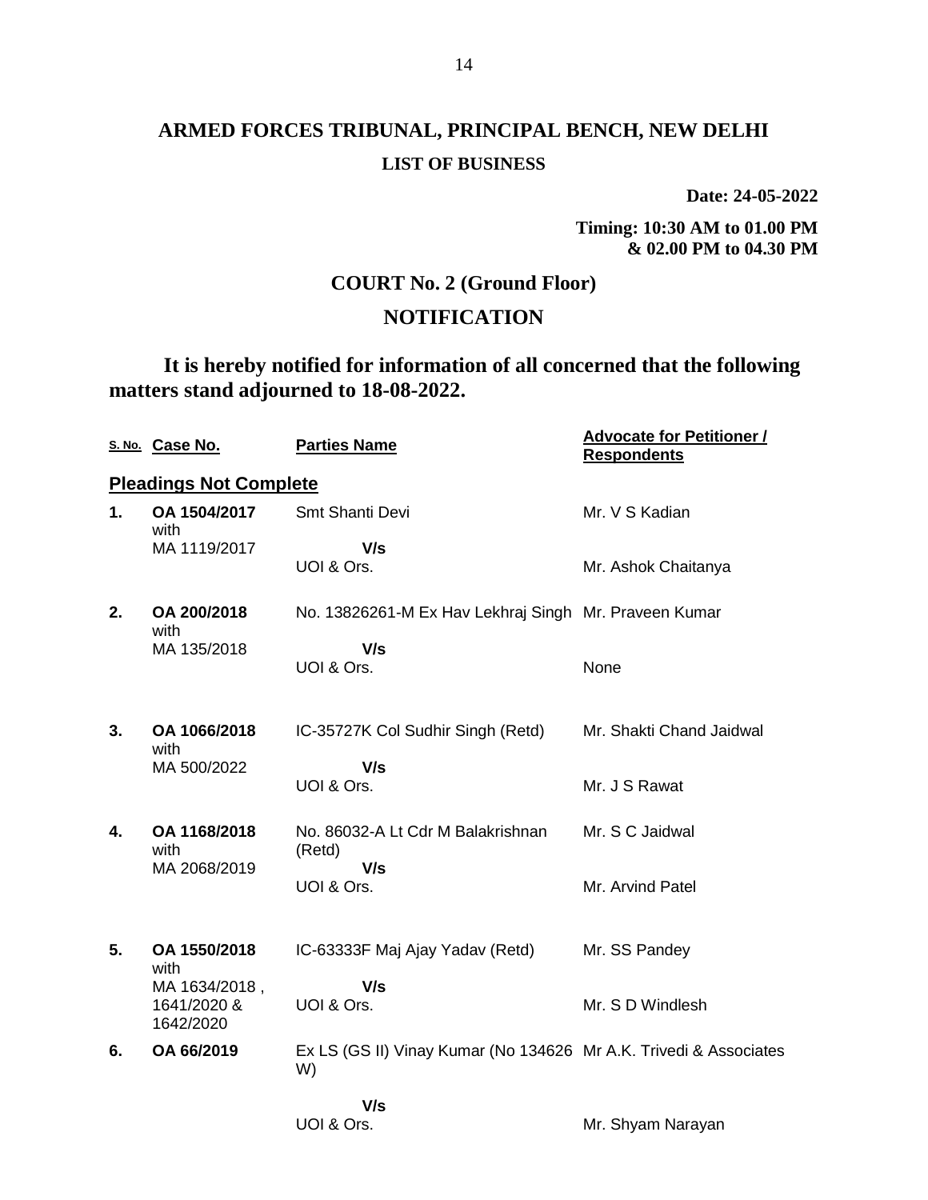# ARMED FORCES TRIBUNAL, PRINCIPAL BENCH, NEW DELHI

## LIST OF BUSINESS

**Date: 24-05-2022**

**Timing: 10:30 AM to 01.00 PM & 02.00 PM to 04.30 PM**

## COURT No. 2 (Ground Floor)

## NOTIFICATION

**It is hereby notified for information of all concerned that the following matters stand adjourned to 18-08-2022.**

| S. No. | Case No. | Parties Name | Advocate for Petitioner / Respondents |
|---|---|---|---|
| **Pleadings Not Complete** | | | |
| **1.** | **OA 1504/2017** with MA 1119/2017 | Smt Shanti Devi V/s UOI & Ors. | Mr. V S Kadian<br>Mr. Ashok Chaitanya |
| **2.** | **OA 200/2018** with MA 135/2018 | No. 13826261-M Ex Hav Lekhraj Singh V/s UOI & Ors. | Mr. Praveen Kumar<br>None |
| **3.** | **OA 1066/2018** with MA 500/2022 | IC-35727K Col Sudhir Singh (Retd) V/s UOI & Ors. | Mr. Shakti Chand Jaidwal<br>Mr. J S Rawat |
| **4.** | **OA 1168/2018** with MA 2068/2019 | No. 86032-A Lt Cdr M Balakrishnan (Retd) V/s UOI & Ors. | Mr. S C Jaidwal<br>Mr. Arvind Patel |
| **5.** | **OA 1550/2018** with MA 1634/2018 , 1641/2020 & 1642/2020 | IC-63333F Maj Ajay Yadav (Retd) V/s UOI & Ors. | Mr. SS Pandey<br>Mr. S D Windlesh |
| **6.** | **OA 66/2019** | Ex LS (GS II) Vinay Kumar (No 134626 W) V/s UOI & Ors. | Mr A.K. Trivedi & Associates<br>Mr. Shyam Narayan |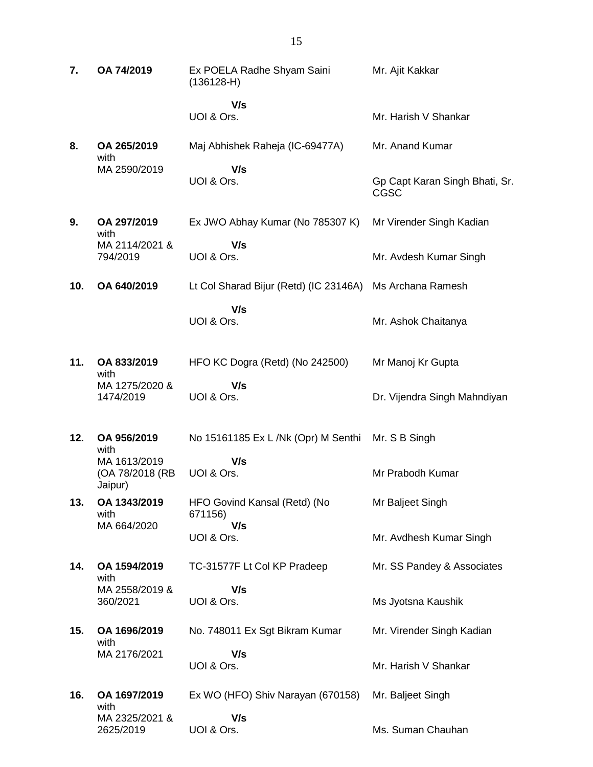| | | | |
|---|---|---|---|
| **7.** | **OA 74/2019** | Ex POELA Radhe Shyam Saini (136128-H)<br><br>**V/s**<br>UOI & Ors. | Mr. Ajit Kakkar<br><br><br>Mr. Harish V Shankar |
| **8.** | **OA 265/2019** with MA 2590/2019 | Maj Abhishek Raheja (IC-69477A)<br><br>**V/s**<br>UOI & Ors. | Mr. Anand Kumar<br><br><br>Gp Capt Karan Singh Bhati, Sr. CGSC |
| **9.** | **OA 297/2019** with MA 2114/2021 & 794/2019 | Ex JWO Abhay Kumar (No 785307 K)<br><br>**V/s**<br>UOI & Ors. | Mr Virender Singh Kadian<br><br><br>Mr. Avdesh Kumar Singh |
| **10.** | **OA 640/2019** | Lt Col Sharad Bijur (Retd) (IC 23146A)<br><br>**V/s**<br>UOI & Ors. | Ms Archana Ramesh<br><br><br>Mr. Ashok Chaitanya |
| **11.** | **OA 833/2019** with MA 1275/2020 & 1474/2019 | HFO KC Dogra (Retd) (No 242500)<br><br>**V/s**<br>UOI & Ors. | Mr Manoj Kr Gupta<br><br><br>Dr. Vijendra Singh Mahndiyan |
| **12.** | **OA 956/2019** with MA 1613/2019 (OA 78/2018 (RB Jaipur) | No 15161185 Ex L /Nk (Opr) M Senthi<br><br>**V/s**<br>UOI & Ors. | Mr. S B Singh<br><br><br>Mr Prabodh Kumar |
| **13.** | **OA 1343/2019** with MA 664/2020 | HFO Govind Kansal (Retd) (No 671156)<br>**V/s**<br>UOI & Ors. | Mr Baljeet Singh<br><br><br>Mr. Avdhesh Kumar Singh |
| **14.** | **OA 1594/2019** with MA 2558/2019 & 360/2021 | TC-31577F Lt Col KP Pradeep<br><br>**V/s**<br>UOI & Ors. | Mr. SS Pandey & Associates<br><br><br>Ms Jyotsna Kaushik |
| **15.** | **OA 1696/2019** with MA 2176/2021 | No. 748011 Ex Sgt Bikram Kumar<br><br>**V/s**<br>UOI & Ors. | Mr. Virender Singh Kadian<br><br><br>Mr. Harish V Shankar |
| **16.** | **OA 1697/2019** with MA 2325/2021 & 2625/2019 | Ex WO (HFO) Shiv Narayan (670158)<br><br>**V/s**<br>UOI & Ors. | Mr. Baljeet Singh<br><br><br>Ms. Suman Chauhan |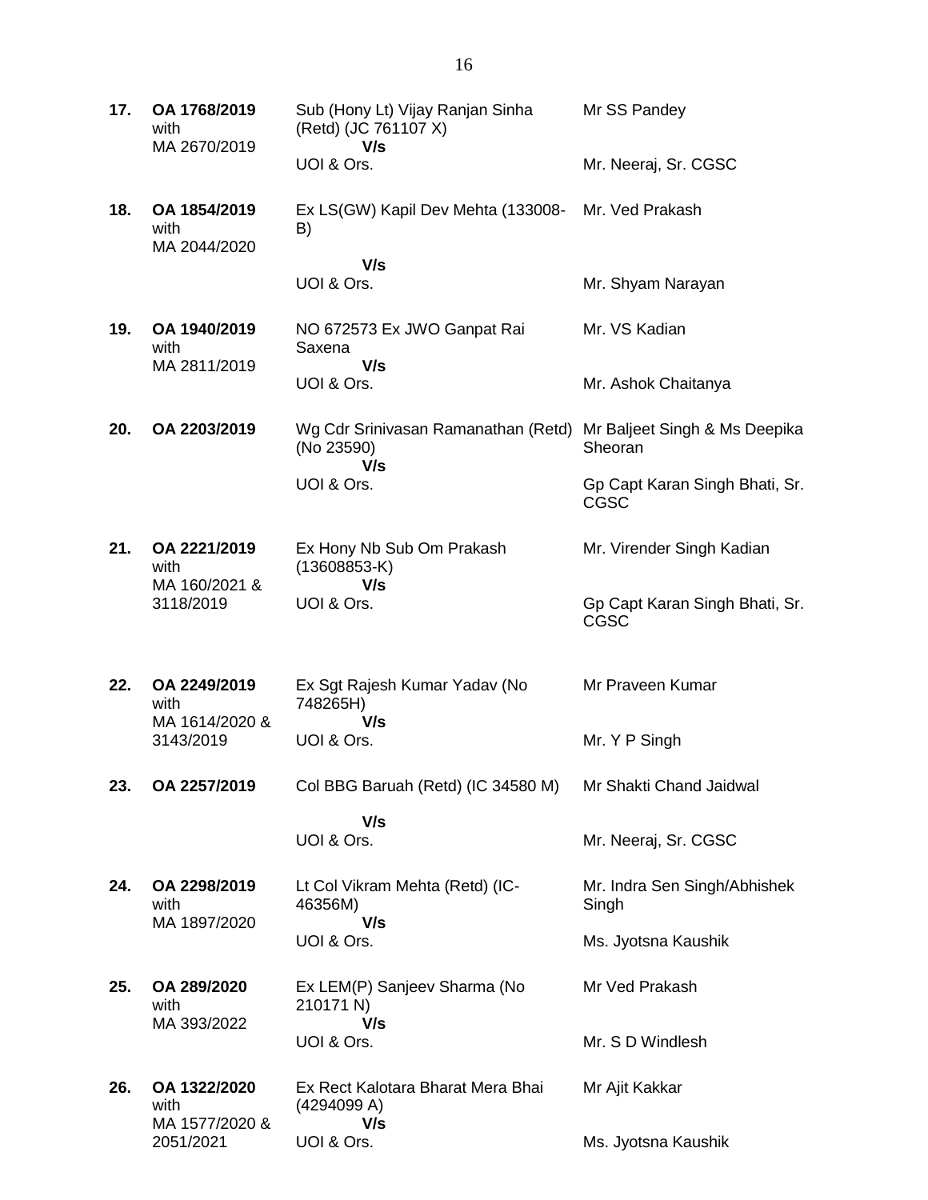| | | | |
|---|---|---|---|
| **17.** | **OA 1768/2019** with MA 2670/2019 | Sub (Hony Lt) Vijay Ranjan Sinha (Retd) (JC 761107 X) **V/s** UOI & Ors. | Mr SS Pandey<br><br>Mr. Neeraj, Sr. CGSC |
| **18.** | **OA 1854/2019** with MA 2044/2020 | Ex LS(GW) Kapil Dev Mehta (133008-B) **V/s** UOI & Ors. | Mr. Ved Prakash<br><br>Mr. Shyam Narayan |
| **19.** | **OA 1940/2019** with MA 2811/2019 | NO 672573 Ex JWO Ganpat Rai Saxena **V/s** UOI & Ors. | Mr. VS Kadian<br><br>Mr. Ashok Chaitanya |
| **20.** | **OA 2203/2019** | Wg Cdr Srinivasan Ramanathan (Retd) (No 23590) **V/s** UOI & Ors. | Mr Baljeet Singh & Ms Deepika Sheoran<br><br>Gp Capt Karan Singh Bhati, Sr. CGSC |
| **21.** | **OA 2221/2019** with MA 160/2021 & 3118/2019 | Ex Hony Nb Sub Om Prakash (13608853-K) **V/s** UOI & Ors. | Mr. Virender Singh Kadian<br><br>Gp Capt Karan Singh Bhati, Sr. CGSC |
| **22.** | **OA 2249/2019** with MA 1614/2020 & 3143/2019 | Ex Sgt Rajesh Kumar Yadav (No 748265H) **V/s** UOI & Ors. | Mr Praveen Kumar<br><br>Mr. Y P Singh |
| **23.** | **OA 2257/2019** | Col BBG Baruah (Retd) (IC 34580 M) **V/s** UOI & Ors. | Mr Shakti Chand Jaidwal<br><br>Mr. Neeraj, Sr. CGSC |
| **24.** | **OA 2298/2019** with MA 1897/2020 | Lt Col Vikram Mehta (Retd) (IC-46356M) **V/s** UOI & Ors. | Mr. Indra Sen Singh/Abhishek Singh<br><br>Ms. Jyotsna Kaushik |
| **25.** | **OA 289/2020** with MA 393/2022 | Ex LEM(P) Sanjeev Sharma (No 210171 N) **V/s** UOI & Ors. | Mr Ved Prakash<br><br>Mr. S D Windlesh |
| **26.** | **OA 1322/2020** with MA 1577/2020 & 2051/2021 | Ex Rect Kalotara Bharat Mera Bhai (4294099 A) **V/s** UOI & Ors. | Mr Ajit Kakkar<br><br>Ms. Jyotsna Kaushik |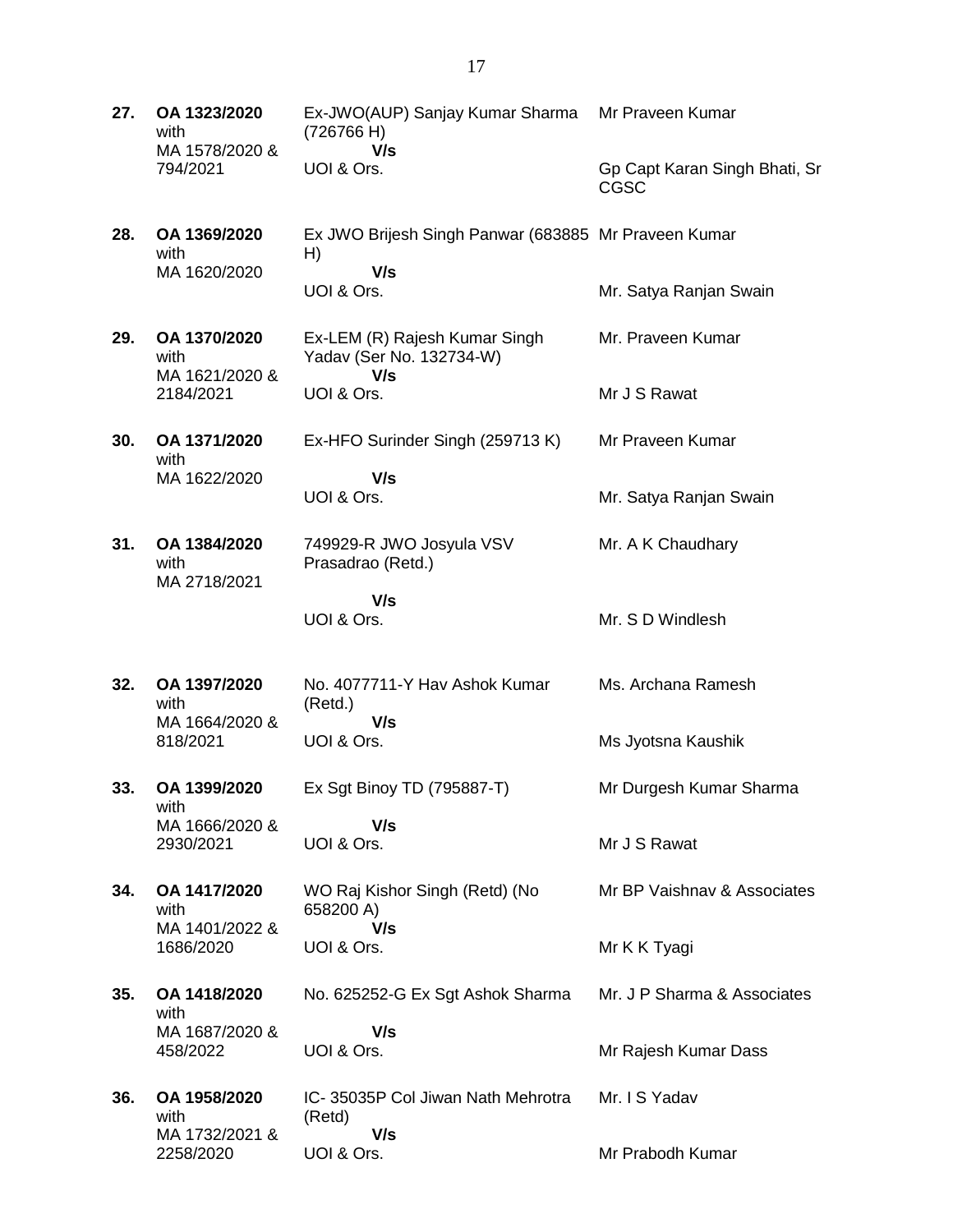| | | | |
|---|---|---|---|
| **27.** | **OA 1323/2020** with MA 1578/2020 & 794/2021 | Ex-JWO(AUP) Sanjay Kumar Sharma (726766 H) **V/s** UOI & Ors. | Mr Praveen Kumar<br><br>Gp Capt Karan Singh Bhati, Sr CGSC |
| **28.** | **OA 1369/2020** with MA 1620/2020 | Ex JWO Brijesh Singh Panwar (683885 H) **V/s** UOI & Ors. | Mr Praveen Kumar<br><br>Mr. Satya Ranjan Swain |
| **29.** | **OA 1370/2020** with MA 1621/2020 & 2184/2021 | Ex-LEM (R) Rajesh Kumar Singh Yadav (Ser No. 132734-W) **V/s** UOI & Ors. | Mr. Praveen Kumar<br><br>Mr J S Rawat |
| **30.** | **OA 1371/2020** with MA 1622/2020 | Ex-HFO Surinder Singh (259713 K) **V/s** UOI & Ors. | Mr Praveen Kumar<br><br>Mr. Satya Ranjan Swain |
| **31.** | **OA 1384/2020** with MA 2718/2021 | 749929-R JWO Josyula VSV Prasadrao (Retd.) **V/s** UOI & Ors. | Mr. A K Chaudhary<br><br>Mr. S D Windlesh |
| **32.** | **OA 1397/2020** with MA 1664/2020 & 818/2021 | No. 4077711-Y Hav Ashok Kumar (Retd.) **V/s** UOI & Ors. | Ms. Archana Ramesh<br><br>Ms Jyotsna Kaushik |
| **33.** | **OA 1399/2020** with MA 1666/2020 & 2930/2021 | Ex Sgt Binoy TD (795887-T) **V/s** UOI & Ors. | Mr Durgesh Kumar Sharma<br><br>Mr J S Rawat |
| **34.** | **OA 1417/2020** with MA 1401/2022 & 1686/2020 | WO Raj Kishor Singh (Retd) (No 658200 A) **V/s** UOI & Ors. | Mr BP Vaishnav & Associates<br><br>Mr K K Tyagi |
| **35.** | **OA 1418/2020** with MA 1687/2020 & 458/2022 | No. 625252-G Ex Sgt Ashok Sharma **V/s** UOI & Ors. | Mr. J P Sharma & Associates<br><br>Mr Rajesh Kumar Dass |
| **36.** | **OA 1958/2020** with MA 1732/2021 & 2258/2020 | IC- 35035P Col Jiwan Nath Mehrotra (Retd) **V/s** UOI & Ors. | Mr. I S Yadav<br><br>Mr Prabodh Kumar |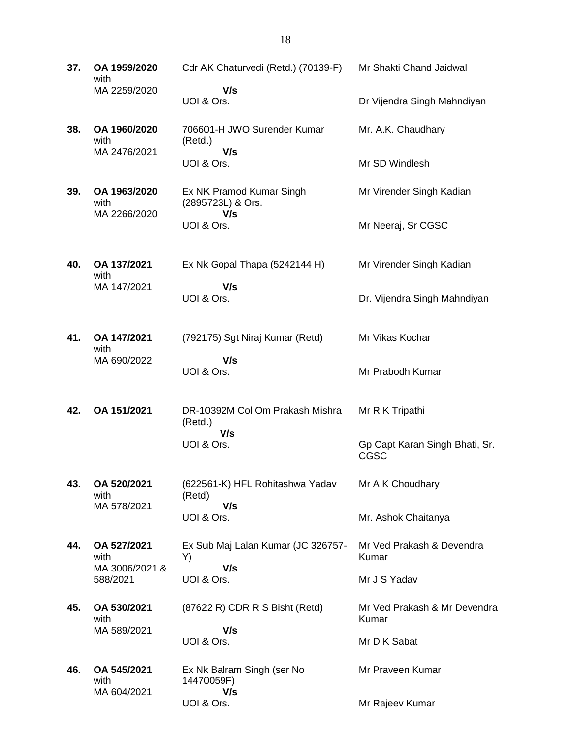| | | | |
|---|---|---|---|
| **37.** | **OA 1959/2020** with MA 2259/2020 | Cdr AK Chaturvedi (Retd.) (70139-F) **V/s** UOI & Ors. | Mr Shakti Chand Jaidwal / Dr Vijendra Singh Mahndiyan |
| **38.** | **OA 1960/2020** with MA 2476/2021 | 706601-H JWO Surender Kumar (Retd.) **V/s** UOI & Ors. | Mr. A.K. Chaudhary / Mr SD Windlesh |
| **39.** | **OA 1963/2020** with MA 2266/2020 | Ex NK Pramod Kumar Singh (2895723L) & Ors. **V/s** UOI & Ors. | Mr Virender Singh Kadian / Mr Neeraj, Sr CGSC |
| **40.** | **OA 137/2021** with MA 147/2021 | Ex Nk Gopal Thapa (5242144 H) **V/s** UOI & Ors. | Mr Virender Singh Kadian / Dr. Vijendra Singh Mahndiyan |
| **41.** | **OA 147/2021** with MA 690/2022 | (792175) Sgt Niraj Kumar (Retd) **V/s** UOI & Ors. | Mr Vikas Kochar / Mr Prabodh Kumar |
| **42.** | **OA 151/2021** | DR-10392M Col Om Prakash Mishra (Retd.) **V/s** UOI & Ors. | Mr R K Tripathi / Gp Capt Karan Singh Bhati, Sr. CGSC |
| **43.** | **OA 520/2021** with MA 578/2021 | (622561-K) HFL Rohitashwa Yadav (Retd) **V/s** UOI & Ors. | Mr A K Choudhary / Mr. Ashok Chaitanya |
| **44.** | **OA 527/2021** with MA 3006/2021 & 588/2021 | Ex Sub Maj Lalan Kumar (JC 326757-Y) **V/s** UOI & Ors. | Mr Ved Prakash & Devendra Kumar / Mr J S Yadav |
| **45.** | **OA 530/2021** with MA 589/2021 | (87622 R) CDR R S Bisht (Retd) **V/s** UOI & Ors. | Mr Ved Prakash & Mr Devendra Kumar / Mr D K Sabat |
| **46.** | **OA 545/2021** with MA 604/2021 | Ex Nk Balram Singh (ser No 14470059F) **V/s** UOI & Ors. | Mr Praveen Kumar / Mr Rajeev Kumar |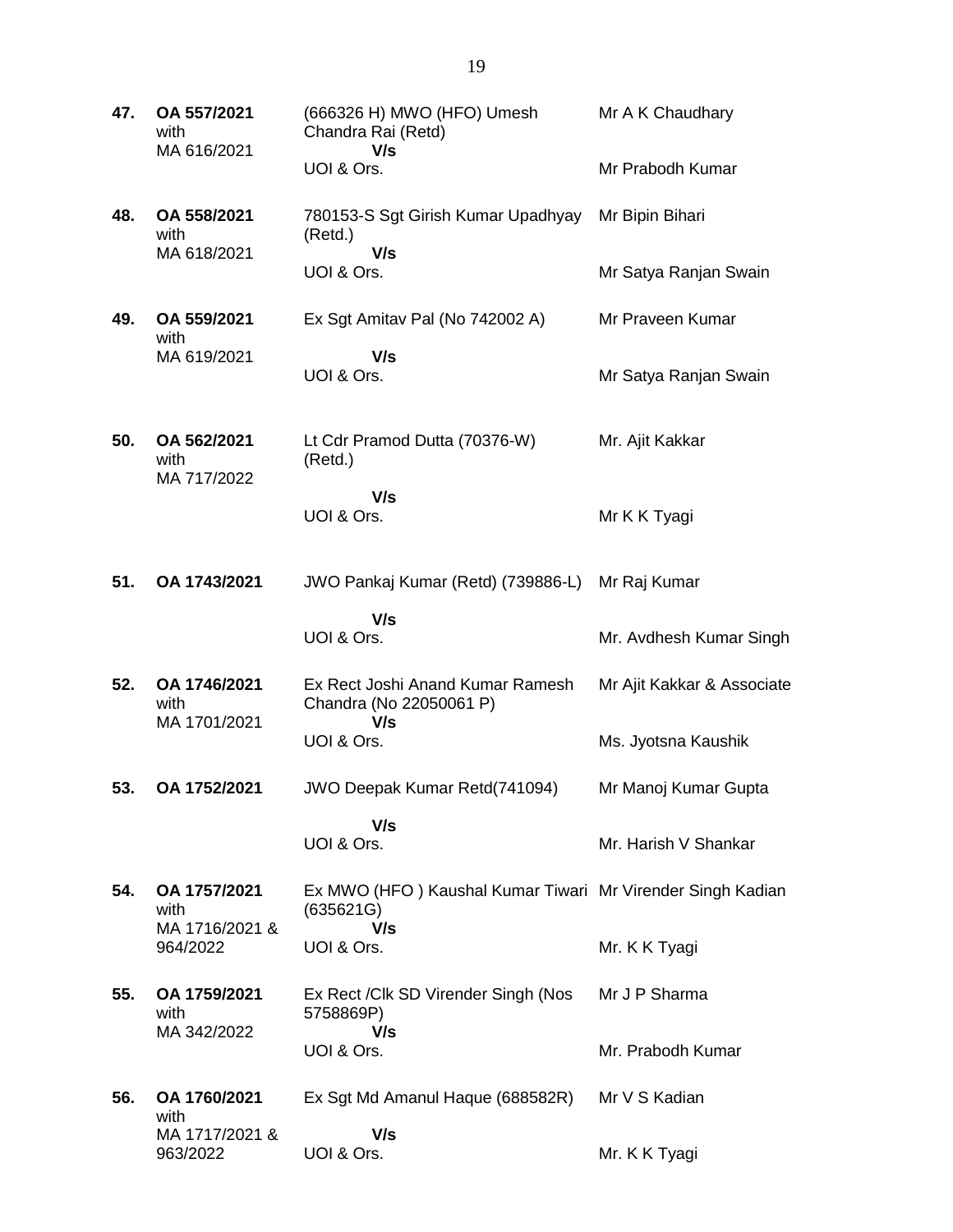| | | | |
|---|---|---|---|
| **47.** | **OA 557/2021** with MA 616/2021 | (666326 H) MWO (HFO) Umesh Chandra Rai (Retd) **V/s** UOI & Ors. | Mr A K Chaudhary<br><br>Mr Prabodh Kumar |
| **48.** | **OA 558/2021** with MA 618/2021 | 780153-S Sgt Girish Kumar Upadhyay (Retd.) **V/s** UOI & Ors. | Mr Bipin Bihari<br><br>Mr Satya Ranjan Swain |
| **49.** | **OA 559/2021** with MA 619/2021 | Ex Sgt Amitav Pal (No 742002 A) **V/s** UOI & Ors. | Mr Praveen Kumar<br><br>Mr Satya Ranjan Swain |
| **50.** | **OA 562/2021** with MA 717/2022 | Lt Cdr Pramod Dutta (70376-W) (Retd.) **V/s** UOI & Ors. | Mr. Ajit Kakkar<br><br>Mr K K Tyagi |
| **51.** | **OA 1743/2021** | JWO Pankaj Kumar (Retd) (739886-L) **V/s** UOI & Ors. | Mr Raj Kumar<br><br>Mr. Avdhesh Kumar Singh |
| **52.** | **OA 1746/2021** with MA 1701/2021 | Ex Rect Joshi Anand Kumar Ramesh Chandra (No 22050061 P) **V/s** UOI & Ors. | Mr Ajit Kakkar & Associate<br><br>Ms. Jyotsna Kaushik |
| **53.** | **OA 1752/2021** | JWO Deepak Kumar Retd(741094) **V/s** UOI & Ors. | Mr Manoj Kumar Gupta<br><br>Mr. Harish V Shankar |
| **54.** | **OA 1757/2021** with MA 1716/2021 & 964/2022 | Ex MWO (HFO ) Kaushal Kumar Tiwari (635621G) **V/s** UOI & Ors. | Mr Virender Singh Kadian<br><br>Mr. K K Tyagi |
| **55.** | **OA 1759/2021** with MA 342/2022 | Ex Rect /Clk SD Virender Singh (Nos 5758869P) **V/s** UOI & Ors. | Mr J P Sharma<br><br>Mr. Prabodh Kumar |
| **56.** | **OA 1760/2021** with MA 1717/2021 & 963/2022 | Ex Sgt Md Amanul Haque (688582R) **V/s** UOI & Ors. | Mr V S Kadian<br><br>Mr. K K Tyagi |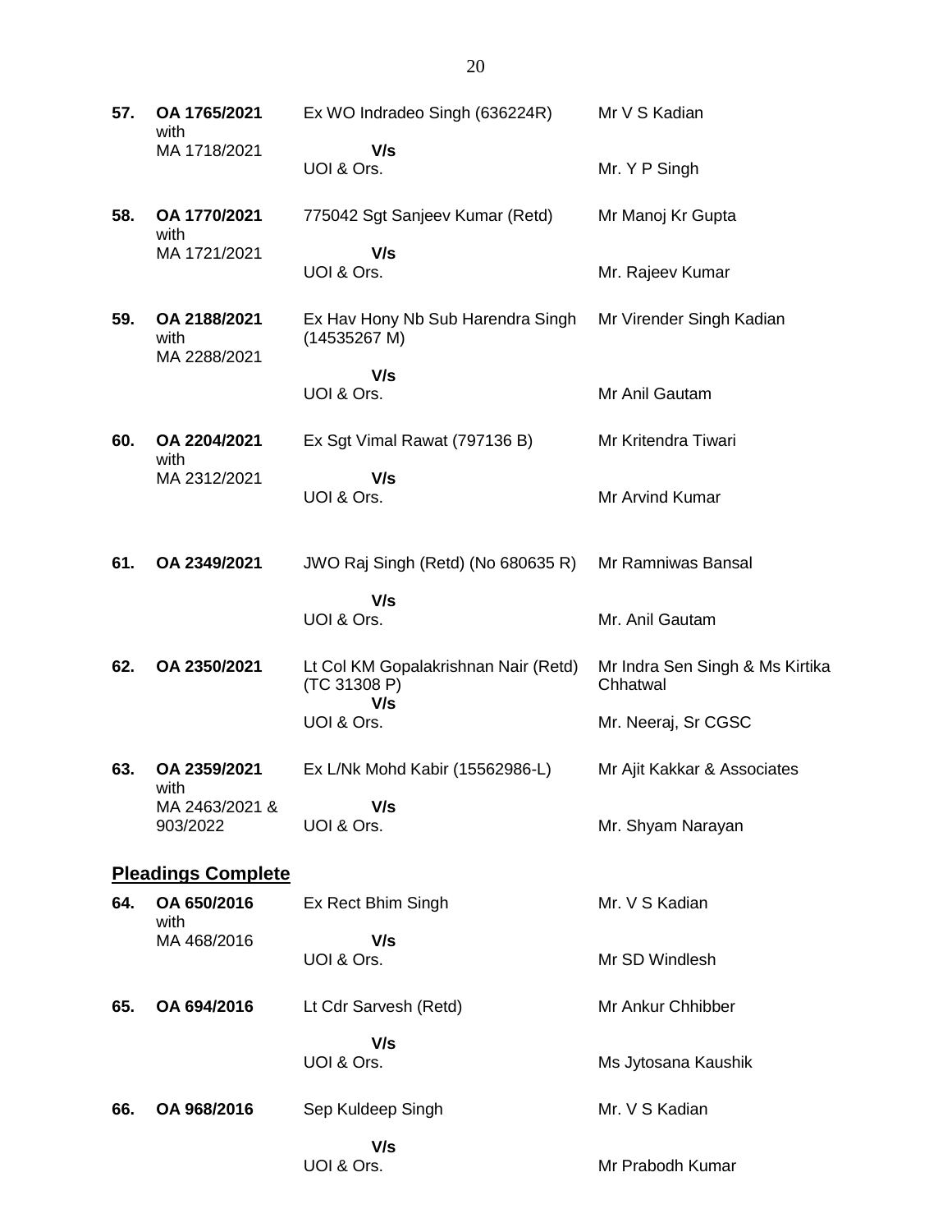| | | | |
|---|---|---|---|
| **57.** | **OA 1765/2021** with MA 1718/2021 | Ex WO Indradeo Singh (636224R) **V/s** UOI & Ors. | Mr V S Kadian<br>Mr. Y P Singh |
| **58.** | **OA 1770/2021** with MA 1721/2021 | 775042 Sgt Sanjeev Kumar (Retd) **V/s** UOI & Ors. | Mr Manoj Kr Gupta<br>Mr. Rajeev Kumar |
| **59.** | **OA 2188/2021** with MA 2288/2021 | Ex Hav Hony Nb Sub Harendra Singh (14535267 M) **V/s** UOI & Ors. | Mr Virender Singh Kadian<br>Mr Anil Gautam |
| **60.** | **OA 2204/2021** with MA 2312/2021 | Ex Sgt Vimal Rawat (797136 B) **V/s** UOI & Ors. | Mr Kritendra Tiwari<br>Mr Arvind Kumar |
| **61.** | **OA 2349/2021** | JWO Raj Singh (Retd) (No 680635 R) **V/s** UOI & Ors. | Mr Ramniwas Bansal<br>Mr. Anil Gautam |
| **62.** | **OA 2350/2021** | Lt Col KM Gopalakrishnan Nair (Retd) (TC 31308 P) **V/s** UOI & Ors. | Mr Indra Sen Singh & Ms Kirtika Chhatwal<br>Mr. Neeraj, Sr CGSC |
| **63.** | **OA 2359/2021** with MA 2463/2021 & 903/2022 | Ex L/Nk Mohd Kabir (15562986-L) **V/s** UOI & Ors. | Mr Ajit Kakkar & Associates<br>Mr. Shyam Narayan |

## **Pleadings Complete**

| | | | |
|---|---|---|---|
| **64.** | **OA 650/2016** with MA 468/2016 | Ex Rect Bhim Singh **V/s** UOI & Ors. | Mr. V S Kadian<br>Mr SD Windlesh |
| **65.** | **OA 694/2016** | Lt Cdr Sarvesh (Retd) **V/s** UOI & Ors. | Mr Ankur Chhibber<br>Ms Jytosana Kaushik |
| **66.** | **OA 968/2016** | Sep Kuldeep Singh **V/s** UOI & Ors. | Mr. V S Kadian<br>Mr Prabodh Kumar |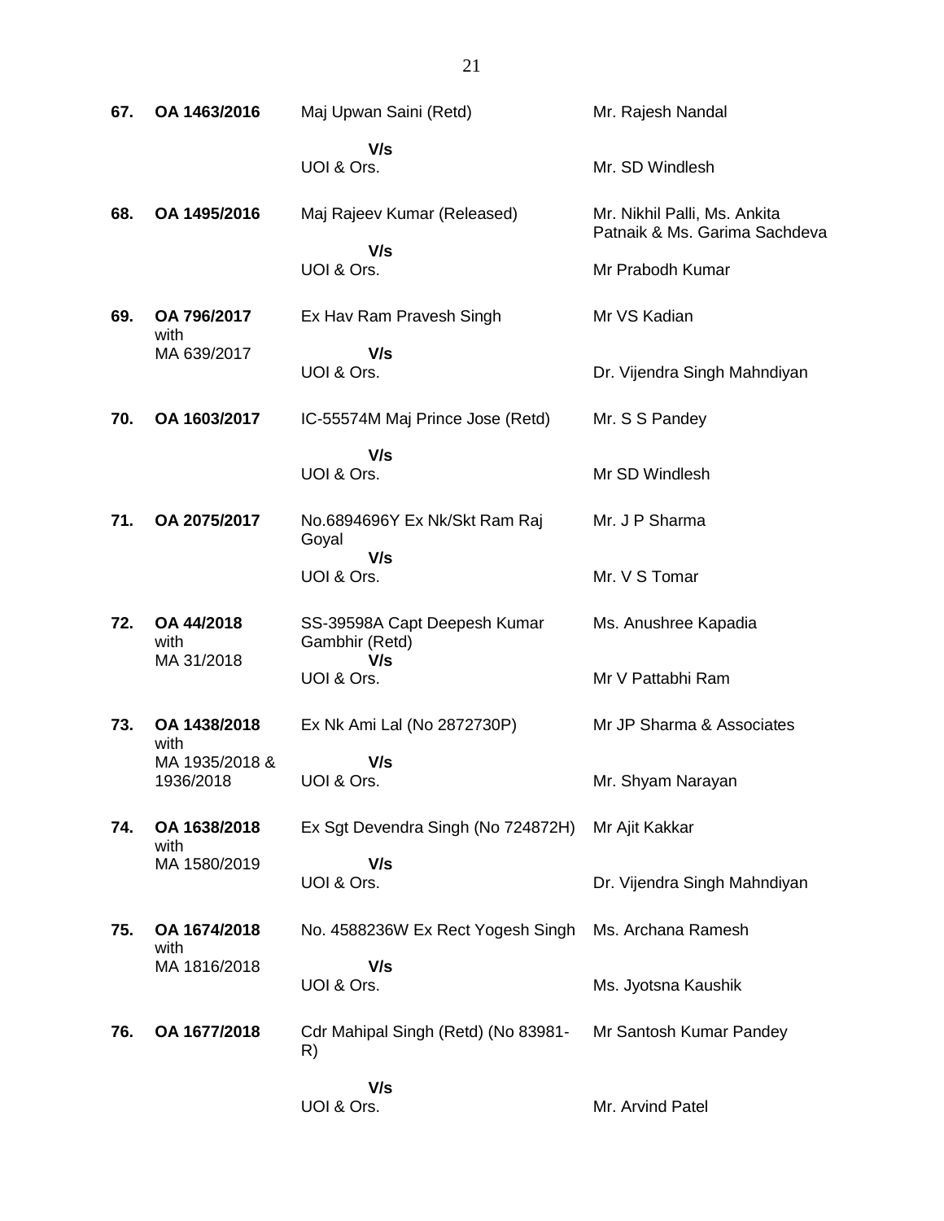| | | | |
|---|---|---|---|
| **67.** | **OA 1463/2016** | Maj Upwan Saini (Retd)<br>**V/s**<br>UOI & Ors. | Mr. Rajesh Nandal<br><br>Mr. SD Windlesh |
| **68.** | **OA 1495/2016** | Maj Rajeev Kumar (Released)<br>**V/s**<br>UOI & Ors. | Mr. Nikhil Palli, Ms. Ankita Patnaik & Ms. Garima Sachdeva<br><br>Mr Prabodh Kumar |
| **69.** | **OA 796/2017** with MA 639/2017 | Ex Hav Ram Pravesh Singh<br>**V/s**<br>UOI & Ors. | Mr VS Kadian<br><br>Dr. Vijendra Singh Mahndiyan |
| **70.** | **OA 1603/2017** | IC-55574M Maj Prince Jose (Retd)<br>**V/s**<br>UOI & Ors. | Mr. S S Pandey<br><br>Mr SD Windlesh |
| **71.** | **OA 2075/2017** | No.6894696Y Ex Nk/Skt Ram Raj Goyal<br>**V/s**<br>UOI & Ors. | Mr. J P Sharma<br><br>Mr. V S Tomar |
| **72.** | **OA 44/2018** with MA 31/2018 | SS-39598A Capt Deepesh Kumar Gambhir (Retd)<br>**V/s**<br>UOI & Ors. | Ms. Anushree Kapadia<br><br>Mr V Pattabhi Ram |
| **73.** | **OA 1438/2018** with MA 1935/2018 & 1936/2018 | Ex Nk Ami Lal (No 2872730P)<br>**V/s**<br>UOI & Ors. | Mr JP Sharma & Associates<br><br>Mr. Shyam Narayan |
| **74.** | **OA 1638/2018** with MA 1580/2019 | Ex Sgt Devendra Singh (No 724872H)<br>**V/s**<br>UOI & Ors. | Mr Ajit Kakkar<br><br>Dr. Vijendra Singh Mahndiyan |
| **75.** | **OA 1674/2018** with MA 1816/2018 | No. 4588236W Ex Rect Yogesh Singh<br>**V/s**<br>UOI & Ors. | Ms. Archana Ramesh<br><br>Ms. Jyotsna Kaushik |
| **76.** | **OA 1677/2018** | Cdr Mahipal Singh (Retd) (No 83981-R)<br>**V/s**<br>UOI & Ors. | Mr Santosh Kumar Pandey<br><br>Mr. Arvind Patel |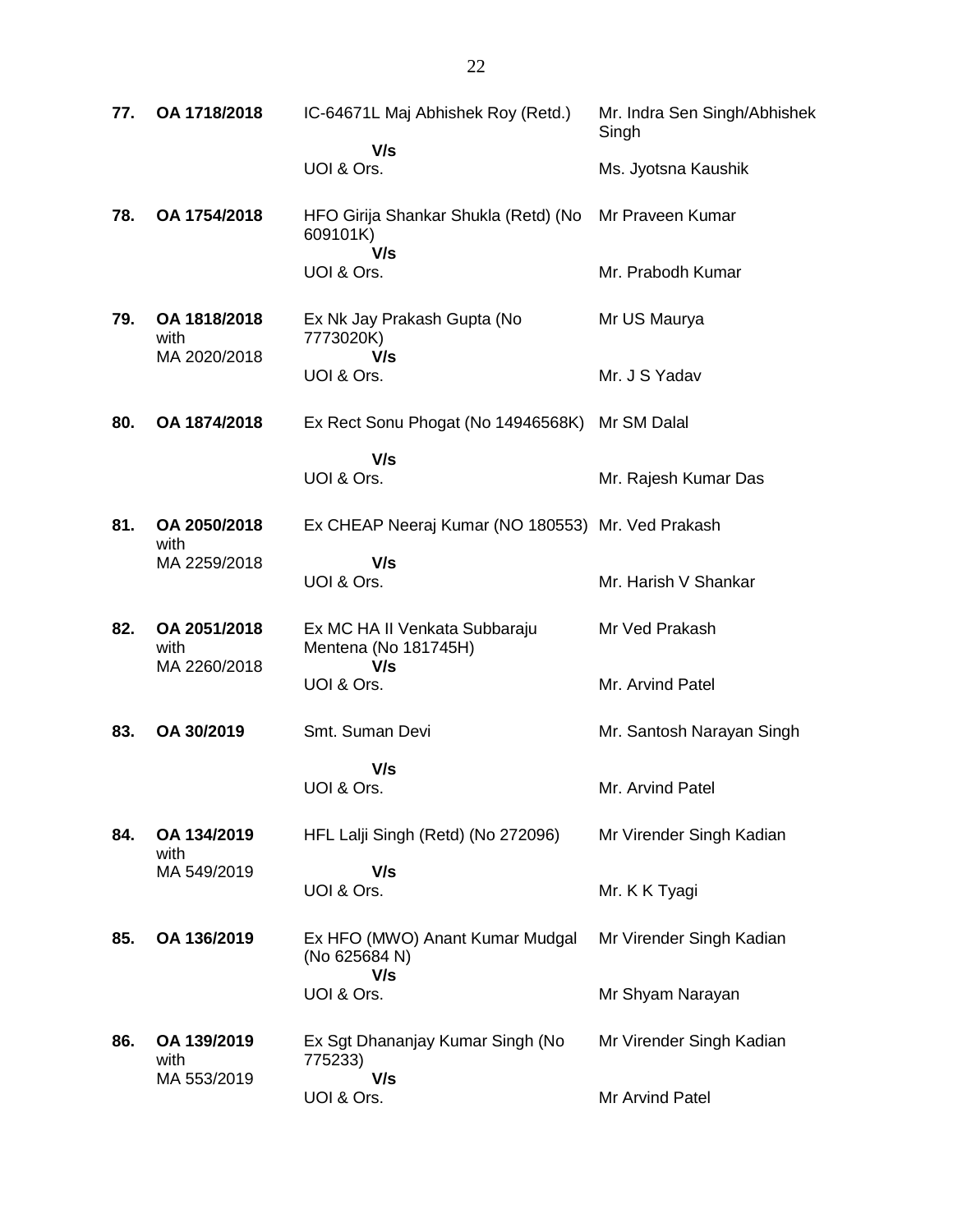| | | | |
|---|---|---|---|
| **77.** | **OA 1718/2018** | IC-64671L Maj Abhishek Roy (Retd.)<br>**V/s**<br>UOI & Ors. | Mr. Indra Sen Singh/Abhishek Singh<br><br>Ms. Jyotsna Kaushik |
| **78.** | **OA 1754/2018** | HFO Girija Shankar Shukla (Retd) (No 609101K)<br>**V/s**<br>UOI & Ors. | Mr Praveen Kumar<br><br>Mr. Prabodh Kumar |
| **79.** | **OA 1818/2018** with MA 2020/2018 | Ex Nk Jay Prakash Gupta (No 7773020K)<br>**V/s**<br>UOI & Ors. | Mr US Maurya<br><br>Mr. J S Yadav |
| **80.** | **OA 1874/2018** | Ex Rect Sonu Phogat (No 14946568K)<br>**V/s**<br>UOI & Ors. | Mr SM Dalal<br><br>Mr. Rajesh Kumar Das |
| **81.** | **OA 2050/2018** with MA 2259/2018 | Ex CHEAP Neeraj Kumar (NO 180553)<br>**V/s**<br>UOI & Ors. | Mr. Ved Prakash<br><br>Mr. Harish V Shankar |
| **82.** | **OA 2051/2018** with MA 2260/2018 | Ex MC HA II Venkata Subbaraju Mentena (No 181745H)<br>**V/s**<br>UOI & Ors. | Mr Ved Prakash<br><br>Mr. Arvind Patel |
| **83.** | **OA 30/2019** | Smt. Suman Devi<br>**V/s**<br>UOI & Ors. | Mr. Santosh Narayan Singh<br><br>Mr. Arvind Patel |
| **84.** | **OA 134/2019** with MA 549/2019 | HFL Lalji Singh (Retd) (No 272096)<br>**V/s**<br>UOI & Ors. | Mr Virender Singh Kadian<br><br>Mr. K K Tyagi |
| **85.** | **OA 136/2019** | Ex HFO (MWO) Anant Kumar Mudgal (No 625684 N)<br>**V/s**<br>UOI & Ors. | Mr Virender Singh Kadian<br><br>Mr Shyam Narayan |
| **86.** | **OA 139/2019** with MA 553/2019 | Ex Sgt Dhananjay Kumar Singh (No 775233)<br>**V/s**<br>UOI & Ors. | Mr Virender Singh Kadian<br><br>Mr Arvind Patel |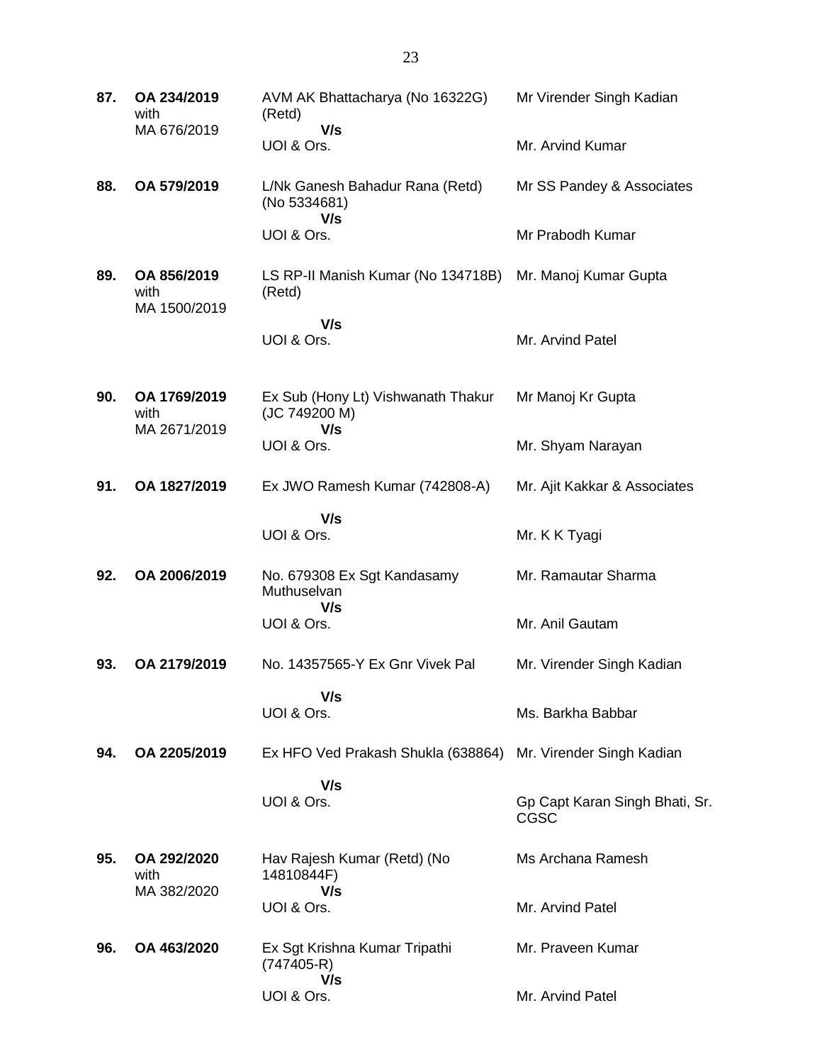| | | | |
|---|---|---|---|
| **87.** | **OA 234/2019** with MA 676/2019 | AVM AK Bhattacharya (No 16322G) (Retd) **V/s** UOI & Ors. | Mr Virender Singh Kadian<br><br>Mr. Arvind Kumar |
| **88.** | **OA 579/2019** | L/Nk Ganesh Bahadur Rana (Retd) (No 5334681) **V/s** UOI & Ors. | Mr SS Pandey & Associates<br><br>Mr Prabodh Kumar |
| **89.** | **OA 856/2019** with MA 1500/2019 | LS RP-II Manish Kumar (No 134718B) (Retd) **V/s** UOI & Ors. | Mr. Manoj Kumar Gupta<br><br>Mr. Arvind Patel |
| **90.** | **OA 1769/2019** with MA 2671/2019 | Ex Sub (Hony Lt) Vishwanath Thakur (JC 749200 M) **V/s** UOI & Ors. | Mr Manoj Kr Gupta<br><br>Mr. Shyam Narayan |
| **91.** | **OA 1827/2019** | Ex JWO Ramesh Kumar (742808-A) **V/s** UOI & Ors. | Mr. Ajit Kakkar & Associates<br><br>Mr. K K Tyagi |
| **92.** | **OA 2006/2019** | No. 679308 Ex Sgt Kandasamy Muthuselvan **V/s** UOI & Ors. | Mr. Ramautar Sharma<br><br>Mr. Anil Gautam |
| **93.** | **OA 2179/2019** | No. 14357565-Y Ex Gnr Vivek Pal **V/s** UOI & Ors. | Mr. Virender Singh Kadian<br><br>Ms. Barkha Babbar |
| **94.** | **OA 2205/2019** | Ex HFO Ved Prakash Shukla (638864) **V/s** UOI & Ors. | Mr. Virender Singh Kadian<br><br>Gp Capt Karan Singh Bhati, Sr. CGSC |
| **95.** | **OA 292/2020** with MA 382/2020 | Hav Rajesh Kumar (Retd) (No 14810844F) **V/s** UOI & Ors. | Ms Archana Ramesh<br><br>Mr. Arvind Patel |
| **96.** | **OA 463/2020** | Ex Sgt Krishna Kumar Tripathi (747405-R) **V/s** UOI & Ors. | Mr. Praveen Kumar<br><br>Mr. Arvind Patel |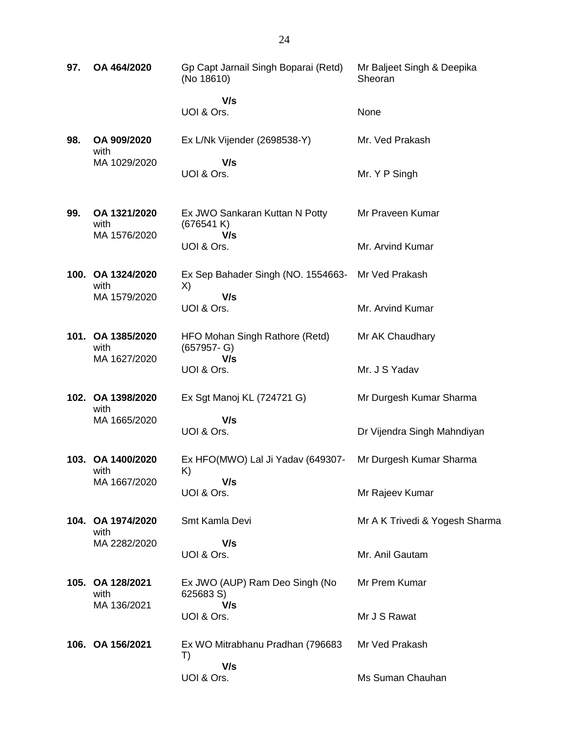| | | | |
|---|---|---|---|
| **97.** | **OA 464/2020** | Gp Capt Jarnail Singh Boparai (Retd) (No 18610) **V/s** UOI & Ors. | Mr Baljeet Singh & Deepika Sheoran<br><br>None |
| **98.** | **OA 909/2020** with MA 1029/2020 | Ex L/Nk Vijender (2698538-Y) **V/s** UOI & Ors. | Mr. Ved Prakash<br><br>Mr. Y P Singh |
| **99.** | **OA 1321/2020** with MA 1576/2020 | Ex JWO Sankaran Kuttan N Potty (676541 K) **V/s** UOI & Ors. | Mr Praveen Kumar<br><br>Mr. Arvind Kumar |
| **100.** | **OA 1324/2020** with MA 1579/2020 | Ex Sep Bahader Singh (NO. 1554663-X) **V/s** UOI & Ors. | Mr Ved Prakash<br><br>Mr. Arvind Kumar |
| **101.** | **OA 1385/2020** with MA 1627/2020 | HFO Mohan Singh Rathore (Retd) (657957- G) **V/s** UOI & Ors. | Mr AK Chaudhary<br><br>Mr. J S Yadav |
| **102.** | **OA 1398/2020** with MA 1665/2020 | Ex Sgt Manoj KL (724721 G) **V/s** UOI & Ors. | Mr Durgesh Kumar Sharma<br><br>Dr Vijendra Singh Mahndiyan |
| **103.** | **OA 1400/2020** with MA 1667/2020 | Ex HFO(MWO) Lal Ji Yadav (649307-K) **V/s** UOI & Ors. | Mr Durgesh Kumar Sharma<br><br>Mr Rajeev Kumar |
| **104.** | **OA 1974/2020** with MA 2282/2020 | Smt Kamla Devi **V/s** UOI & Ors. | Mr A K Trivedi & Yogesh Sharma<br><br>Mr. Anil Gautam |
| **105.** | **OA 128/2021** with MA 136/2021 | Ex JWO (AUP) Ram Deo Singh (No 625683 S) **V/s** UOI & Ors. | Mr Prem Kumar<br><br>Mr J S Rawat |
| **106.** | **OA 156/2021** | Ex WO Mitrabhanu Pradhan (796683 T) **V/s** UOI & Ors. | Mr Ved Prakash<br><br>Ms Suman Chauhan |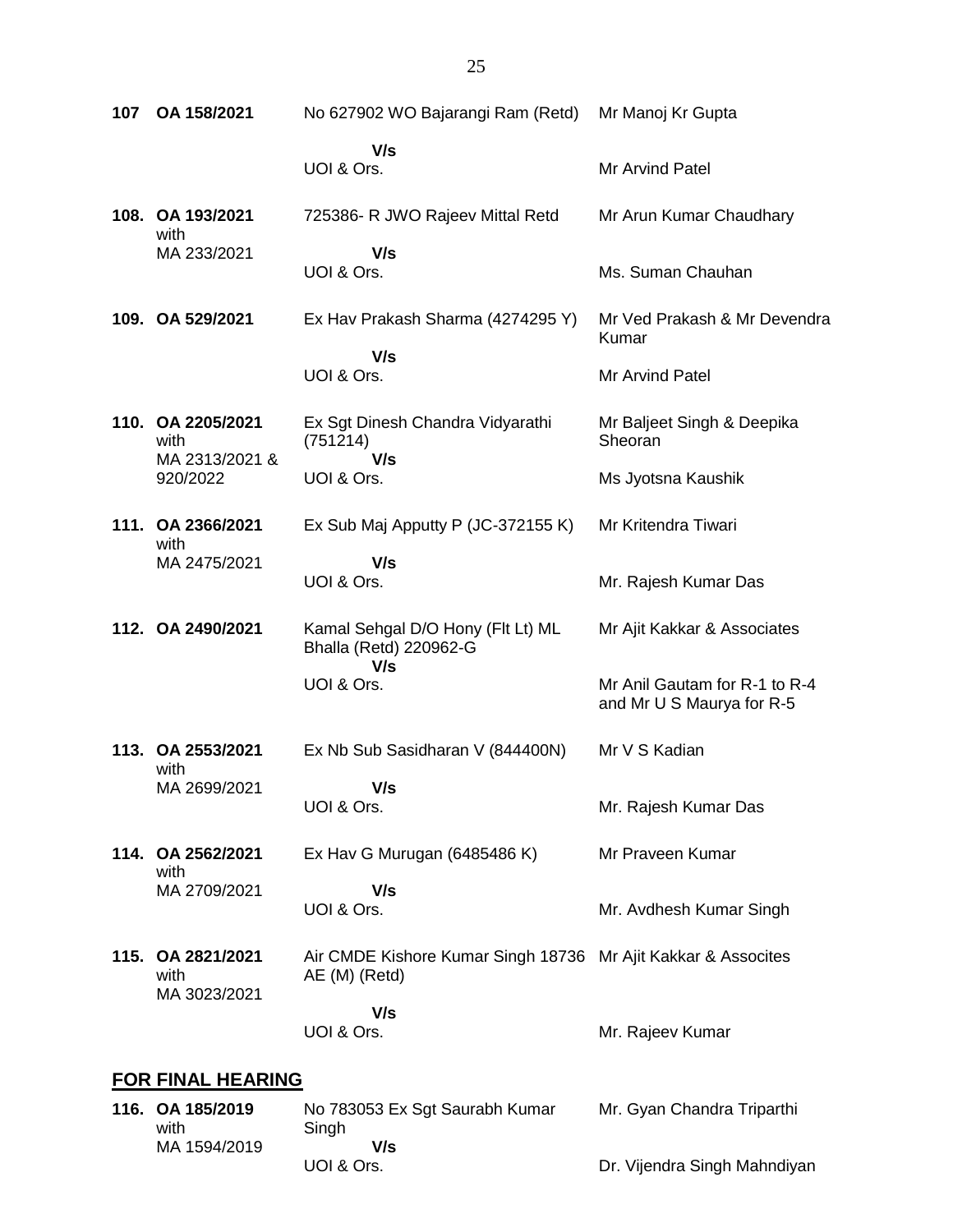| | | | |
|---|---|---|---|
| 107 | OA 158/2021 | No 627902 WO Bajarangi Ram (Retd)<br>V/s<br>UOI & Ors. | Mr Manoj Kr Gupta<br><br>Mr Arvind Patel |
| 108. | OA 193/2021 with MA 233/2021 | 725386- R JWO Rajeev Mittal Retd<br>V/s<br>UOI & Ors. | Mr Arun Kumar Chaudhary<br><br>Ms. Suman Chauhan |
| 109. | OA 529/2021 | Ex Hav Prakash Sharma (4274295 Y)<br>V/s<br>UOI & Ors. | Mr Ved Prakash & Mr Devendra Kumar<br><br>Mr Arvind Patel |
| 110. | OA 2205/2021 with MA 2313/2021 & 920/2022 | Ex Sgt Dinesh Chandra Vidyarathi (751214)<br>V/s<br>UOI & Ors. | Mr Baljeet Singh & Deepika Sheoran<br><br>Ms Jyotsna Kaushik |
| 111. | OA 2366/2021 with MA 2475/2021 | Ex Sub Maj Apputty P (JC-372155 K)<br>V/s<br>UOI & Ors. | Mr Kritendra Tiwari<br><br>Mr. Rajesh Kumar Das |
| 112. | OA 2490/2021 | Kamal Sehgal D/O Hony (Flt Lt) ML Bhalla (Retd) 220962-G<br>V/s<br>UOI & Ors. | Mr Ajit Kakkar & Associates<br><br>Mr Anil Gautam for R-1 to R-4 and Mr U S Maurya for R-5 |
| 113. | OA 2553/2021 with MA 2699/2021 | Ex Nb Sub Sasidharan V (844400N)<br>V/s<br>UOI & Ors. | Mr V S Kadian<br><br>Mr. Rajesh Kumar Das |
| 114. | OA 2562/2021 with MA 2709/2021 | Ex Hav G Murugan (6485486 K)<br>V/s<br>UOI & Ors. | Mr Praveen Kumar<br><br>Mr. Avdhesh Kumar Singh |
| 115. | OA 2821/2021 with MA 3023/2021 | Air CMDE Kishore Kumar Singh 18736 AE (M) (Retd)<br>V/s<br>UOI & Ors. | Mr Ajit Kakkar & Assocites<br><br>Mr. Rajeev Kumar |

## FOR FINAL HEARING

| | | | |
|---|---|---|---|
| 116. | OA 185/2019 with MA 1594/2019 | No 783053 Ex Sgt Saurabh Kumar Singh<br>V/s<br>UOI & Ors. | Mr. Gyan Chandra Triparthi<br><br>Dr. Vijendra Singh Mahndiyan |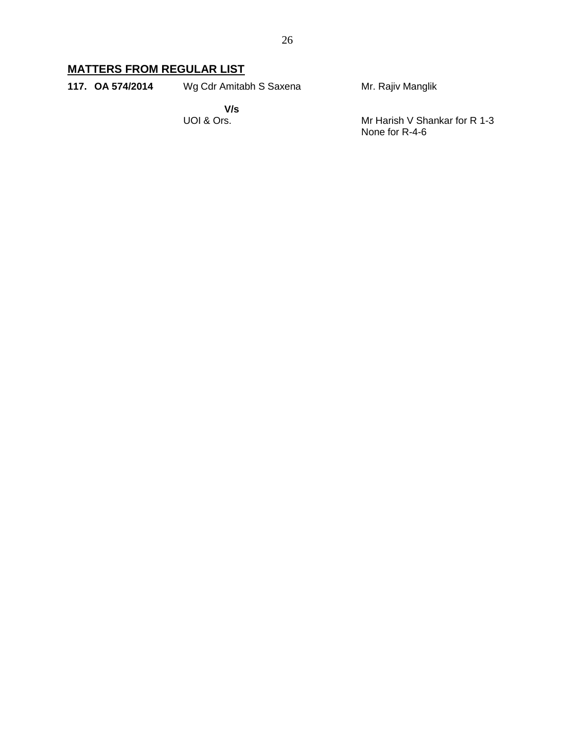## MATTERS FROM REGULAR LIST

| | | | |
|---|---|---|---|
| **117.** | **OA 574/2014** | Wg Cdr Amitabh S Saxena | Mr. Rajiv Manglik |
| | | **V/s** | |
| | | UOI & Ors. | Mr Harish V Shankar for R 1-3<br>None for R-4-6 |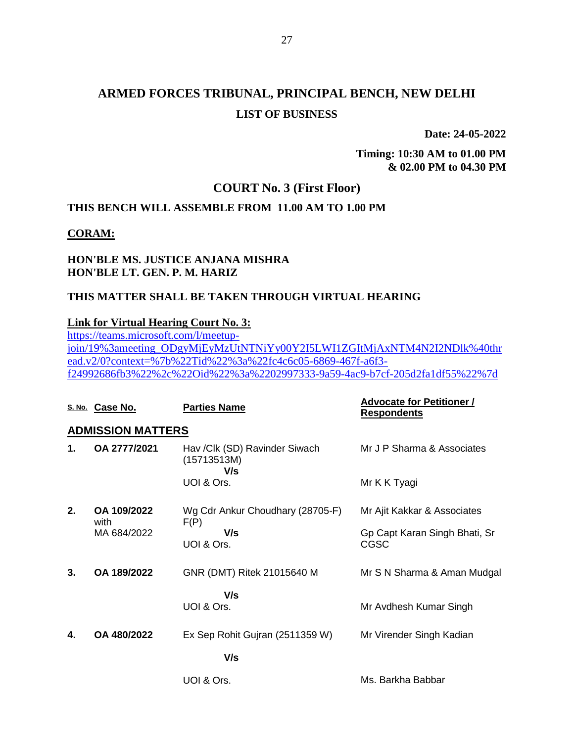# ARMED FORCES TRIBUNAL, PRINCIPAL BENCH, NEW DELHI

## LIST OF BUSINESS

**Date: 24-05-2022**

**Timing: 10:30 AM to 01.00 PM & 02.00 PM to 04.30 PM**

## COURT No. 3 (First Floor)

**THIS BENCH WILL ASSEMBLE FROM 11.00 AM TO 1.00 PM**

**CORAM:**

**HON'BLE MS. JUSTICE ANJANA MISHRA**
**HON'BLE LT. GEN. P. M. HARIZ**

**THIS MATTER SHALL BE TAKEN THROUGH VIRTUAL HEARING**

**Link for Virtual Hearing Court No. 3:**
https://teams.microsoft.com/l/meetup-join/19%3ameeting_ODgyMjEyMzUtNTNiYy00Y2I5LWI1ZGItMjAxNTM4N2I2NDlk%40thread.v2/0?context=%7b%22Tid%22%3a%22fc4c6c05-6869-467f-a6f3-f24992686fb3%22%2c%22Oid%22%3a%2202997333-9a59-4ac9-b7cf-205d2fa1df55%22%7d

| S. No. | Case No. | Parties Name | Advocate for Petitioner / Respondents |
|---|---|---|---|
| **ADMISSION MATTERS** | | | |
| **1.** | **OA 2777/2021** | Hav /Clk (SD) Ravinder Siwach (15713513M) **V/s** UOI & Ors. | Mr J P Sharma & Associates<br>Mr K K Tyagi |
| **2.** | **OA 109/2022** with MA 684/2022 | Wg Cdr Ankur Choudhary (28705-F) F(P) **V/s** UOI & Ors. | Mr Ajit Kakkar & Associates<br>Gp Capt Karan Singh Bhati, Sr CGSC |
| **3.** | **OA 189/2022** | GNR (DMT) Ritek 21015640 M **V/s** UOI & Ors. | Mr S N Sharma & Aman Mudgal<br>Mr Avdhesh Kumar Singh |
| **4.** | **OA 480/2022** | Ex Sep Rohit Gujran (2511359 W) **V/s** UOI & Ors. | Mr Virender Singh Kadian<br>Ms. Barkha Babbar |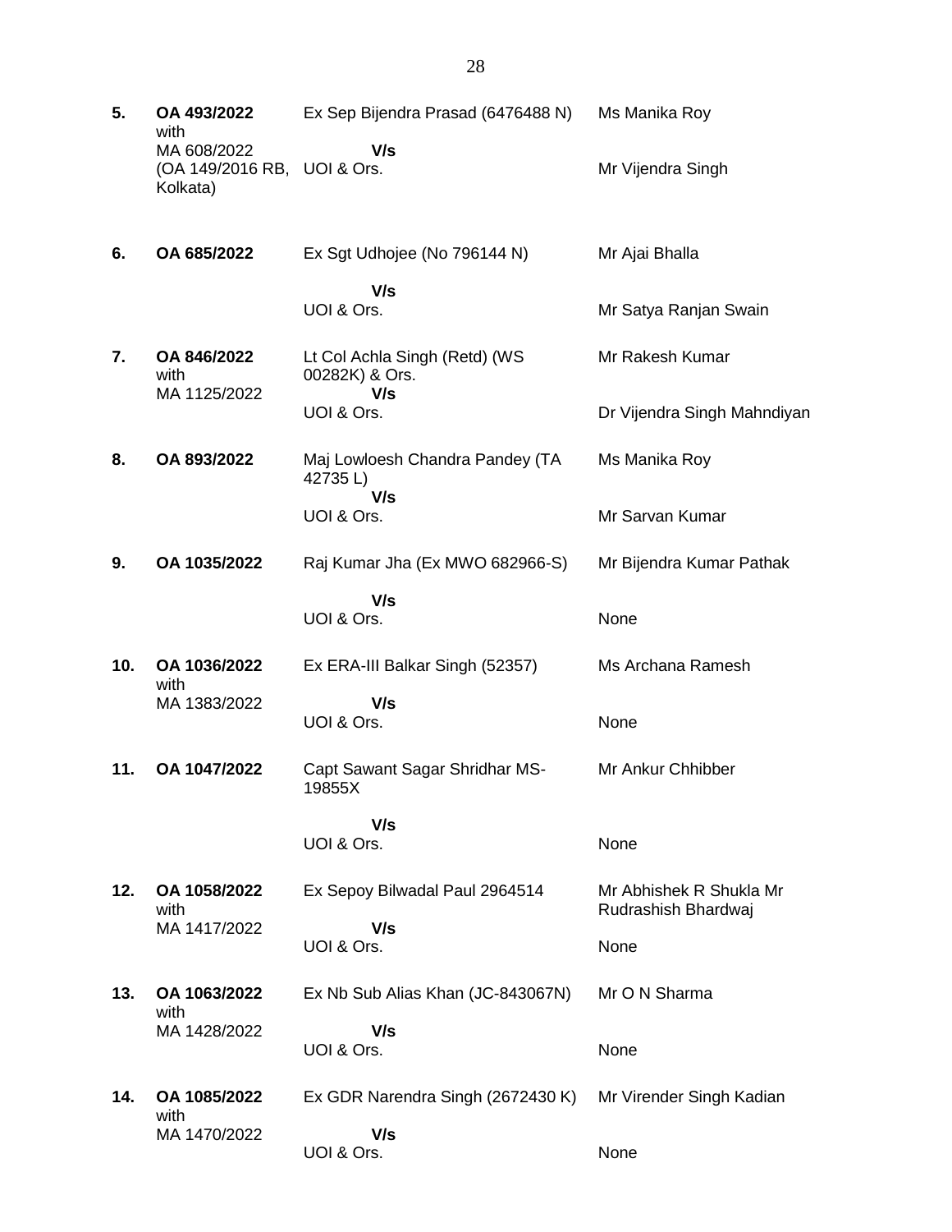| No. | Case No. | Parties | Counsel |
|---|---|---|---|
| **5.** | **OA 493/2022** with MA 608/2022 (OA 149/2016 RB, Kolkata) | Ex Sep Bijendra Prasad (6476488 N) **V/s** UOI & Ors. | Ms Manika Roy<br><br>Mr Vijendra Singh |
| **6.** | **OA 685/2022** | Ex Sgt Udhojee (No 796144 N) **V/s** UOI & Ors. | Mr Ajai Bhalla<br><br>Mr Satya Ranjan Swain |
| **7.** | **OA 846/2022** with MA 1125/2022 | Lt Col Achla Singh (Retd) (WS 00282K) & Ors. **V/s** UOI & Ors. | Mr Rakesh Kumar<br><br>Dr Vijendra Singh Mahndiyan |
| **8.** | **OA 893/2022** | Maj Lowloesh Chandra Pandey (TA 42735 L) **V/s** UOI & Ors. | Ms Manika Roy<br><br>Mr Sarvan Kumar |
| **9.** | **OA 1035/2022** | Raj Kumar Jha (Ex MWO 682966-S) **V/s** UOI & Ors. | Mr Bijendra Kumar Pathak<br><br>None |
| **10.** | **OA 1036/2022** with MA 1383/2022 | Ex ERA-III Balkar Singh (52357) **V/s** UOI & Ors. | Ms Archana Ramesh<br><br>None |
| **11.** | **OA 1047/2022** | Capt Sawant Sagar Shridhar MS-19855X **V/s** UOI & Ors. | Mr Ankur Chhibber<br><br>None |
| **12.** | **OA 1058/2022** with MA 1417/2022 | Ex Sepoy Bilwadal Paul 2964514 **V/s** UOI & Ors. | Mr Abhishek R Shukla Mr Rudrashish Bhardwaj<br><br>None |
| **13.** | **OA 1063/2022** with MA 1428/2022 | Ex Nb Sub Alias Khan (JC-843067N) **V/s** UOI & Ors. | Mr O N Sharma<br><br>None |
| **14.** | **OA 1085/2022** with MA 1470/2022 | Ex GDR Narendra Singh (2672430 K) **V/s** UOI & Ors. | Mr Virender Singh Kadian<br><br>None |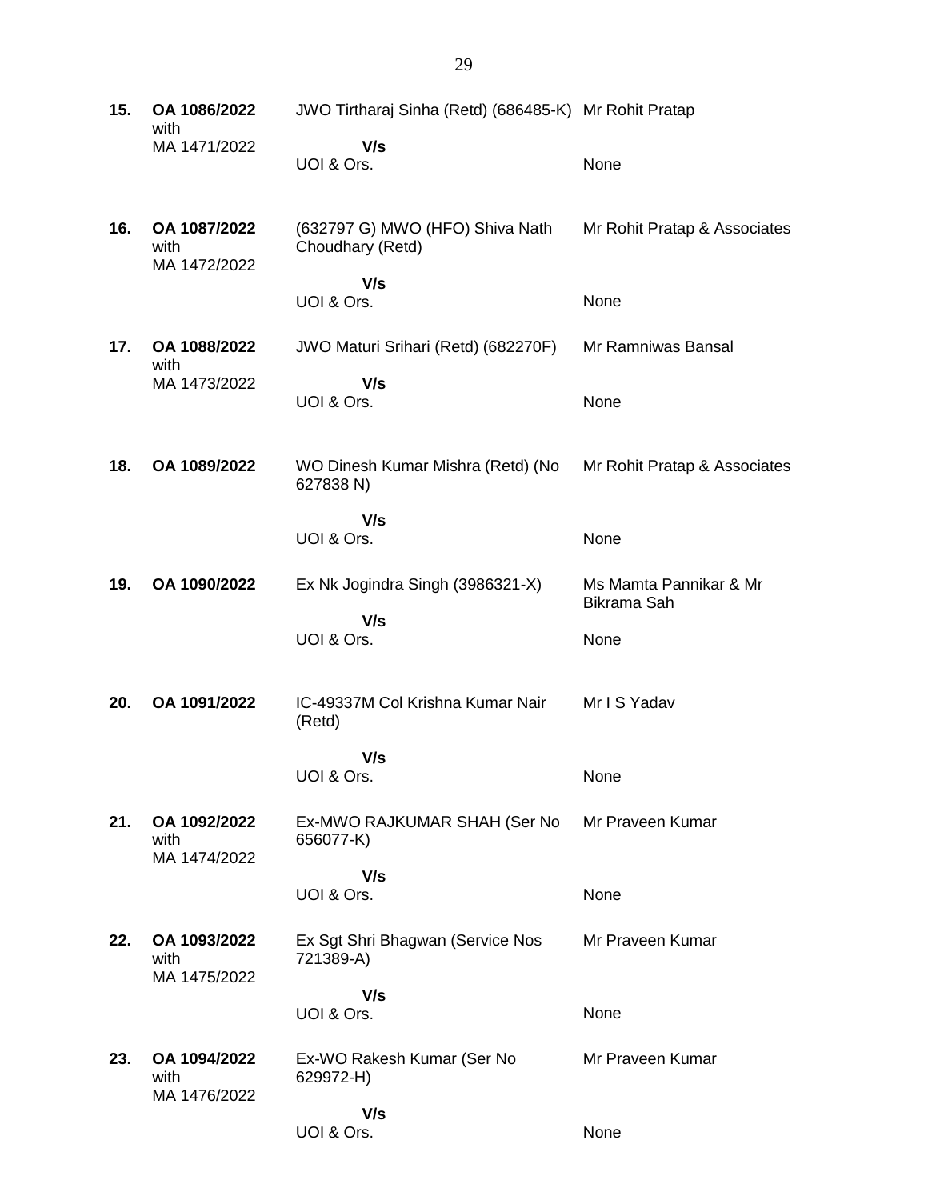| | | | |
|---|---|---|---|
| **15.** | **OA 1086/2022** with MA 1471/2022 | JWO Tirtharaj Sinha (Retd) (686485-K) **V/s** UOI & Ors. | Mr Rohit Pratap<br><br>None |
| **16.** | **OA 1087/2022** with MA 1472/2022 | (632797 G) MWO (HFO) Shiva Nath Choudhary (Retd) **V/s** UOI & Ors. | Mr Rohit Pratap & Associates<br><br>None |
| **17.** | **OA 1088/2022** with MA 1473/2022 | JWO Maturi Srihari (Retd) (682270F) **V/s** UOI & Ors. | Mr Ramniwas Bansal<br><br>None |
| **18.** | **OA 1089/2022** | WO Dinesh Kumar Mishra (Retd) (No 627838 N) **V/s** UOI & Ors. | Mr Rohit Pratap & Associates<br><br>None |
| **19.** | **OA 1090/2022** | Ex Nk Jogindra Singh (3986321-X) **V/s** UOI & Ors. | Ms Mamta Pannikar & Mr Bikrama Sah<br><br>None |
| **20.** | **OA 1091/2022** | IC-49337M Col Krishna Kumar Nair (Retd) **V/s** UOI & Ors. | Mr I S Yadav<br><br>None |
| **21.** | **OA 1092/2022** with MA 1474/2022 | Ex-MWO RAJKUMAR SHAH (Ser No 656077-K) **V/s** UOI & Ors. | Mr Praveen Kumar<br><br>None |
| **22.** | **OA 1093/2022** with MA 1475/2022 | Ex Sgt Shri Bhagwan (Service Nos 721389-A) **V/s** UOI & Ors. | Mr Praveen Kumar<br><br>None |
| **23.** | **OA 1094/2022** with MA 1476/2022 | Ex-WO Rakesh Kumar (Ser No 629972-H) **V/s** UOI & Ors. | Mr Praveen Kumar<br><br>None |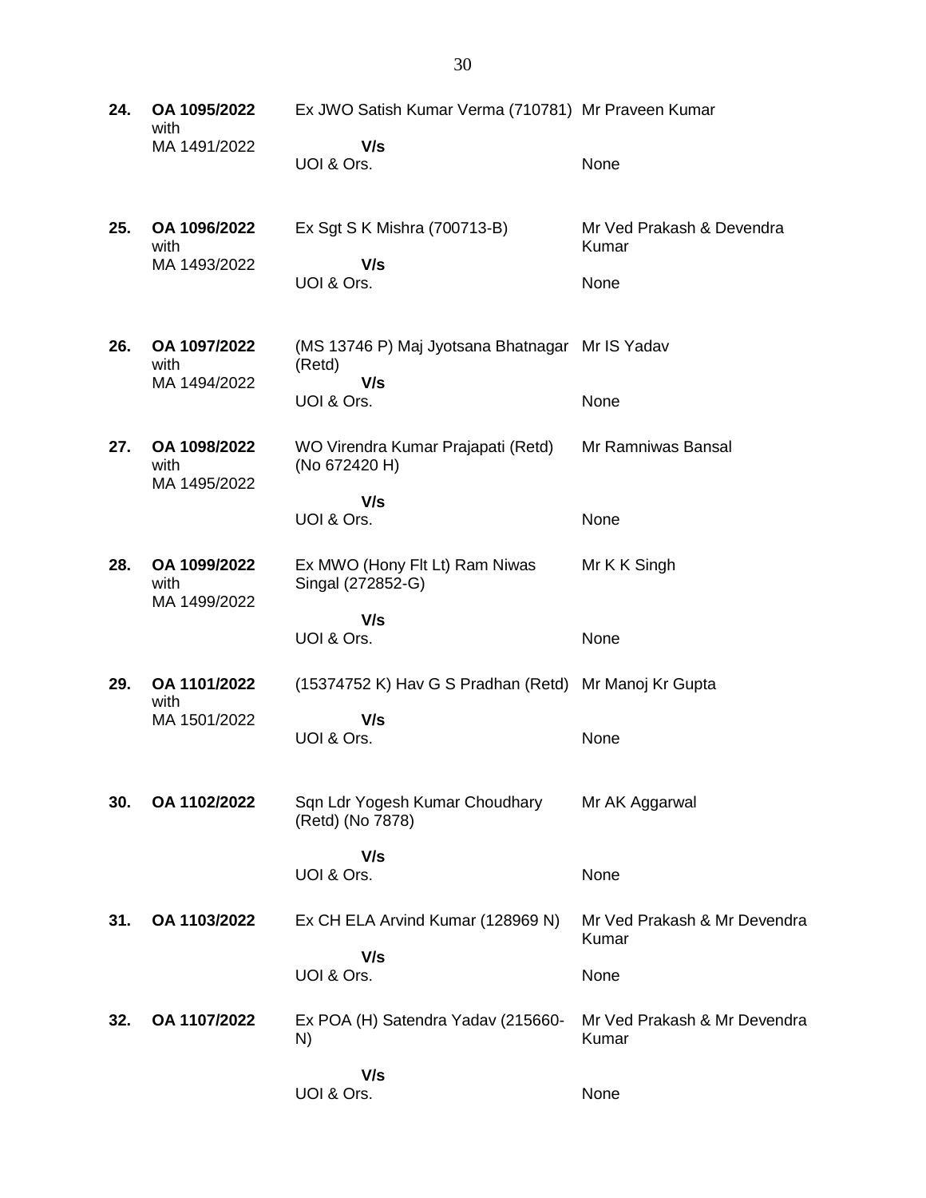| No. | Case | Parties | Counsel |
|---|---|---|---|
| **24.** | **OA 1095/2022** with MA 1491/2022 | Ex JWO Satish Kumar Verma (710781) **V/s** UOI & Ors. | Mr Praveen Kumar<br>None |
| **25.** | **OA 1096/2022** with MA 1493/2022 | Ex Sgt S K Mishra (700713-B) **V/s** UOI & Ors. | Mr Ved Prakash & Devendra Kumar<br>None |
| **26.** | **OA 1097/2022** with MA 1494/2022 | (MS 13746 P) Maj Jyotsana Bhatnagar (Retd) **V/s** UOI & Ors. | Mr IS Yadav<br>None |
| **27.** | **OA 1098/2022** with MA 1495/2022 | WO Virendra Kumar Prajapati (Retd) (No 672420 H) **V/s** UOI & Ors. | Mr Ramniwas Bansal<br>None |
| **28.** | **OA 1099/2022** with MA 1499/2022 | Ex MWO (Hony Flt Lt) Ram Niwas Singal (272852-G) **V/s** UOI & Ors. | Mr K K Singh<br>None |
| **29.** | **OA 1101/2022** with MA 1501/2022 | (15374752 K) Hav G S Pradhan (Retd) **V/s** UOI & Ors. | Mr Manoj Kr Gupta<br>None |
| **30.** | **OA 1102/2022** | Sqn Ldr Yogesh Kumar Choudhary (Retd) (No 7878) **V/s** UOI & Ors. | Mr AK Aggarwal<br>None |
| **31.** | **OA 1103/2022** | Ex CH ELA Arvind Kumar (128969 N) **V/s** UOI & Ors. | Mr Ved Prakash & Mr Devendra Kumar<br>None |
| **32.** | **OA 1107/2022** | Ex POA (H) Satendra Yadav (215660-N) **V/s** UOI & Ors. | Mr Ved Prakash & Mr Devendra Kumar<br>None |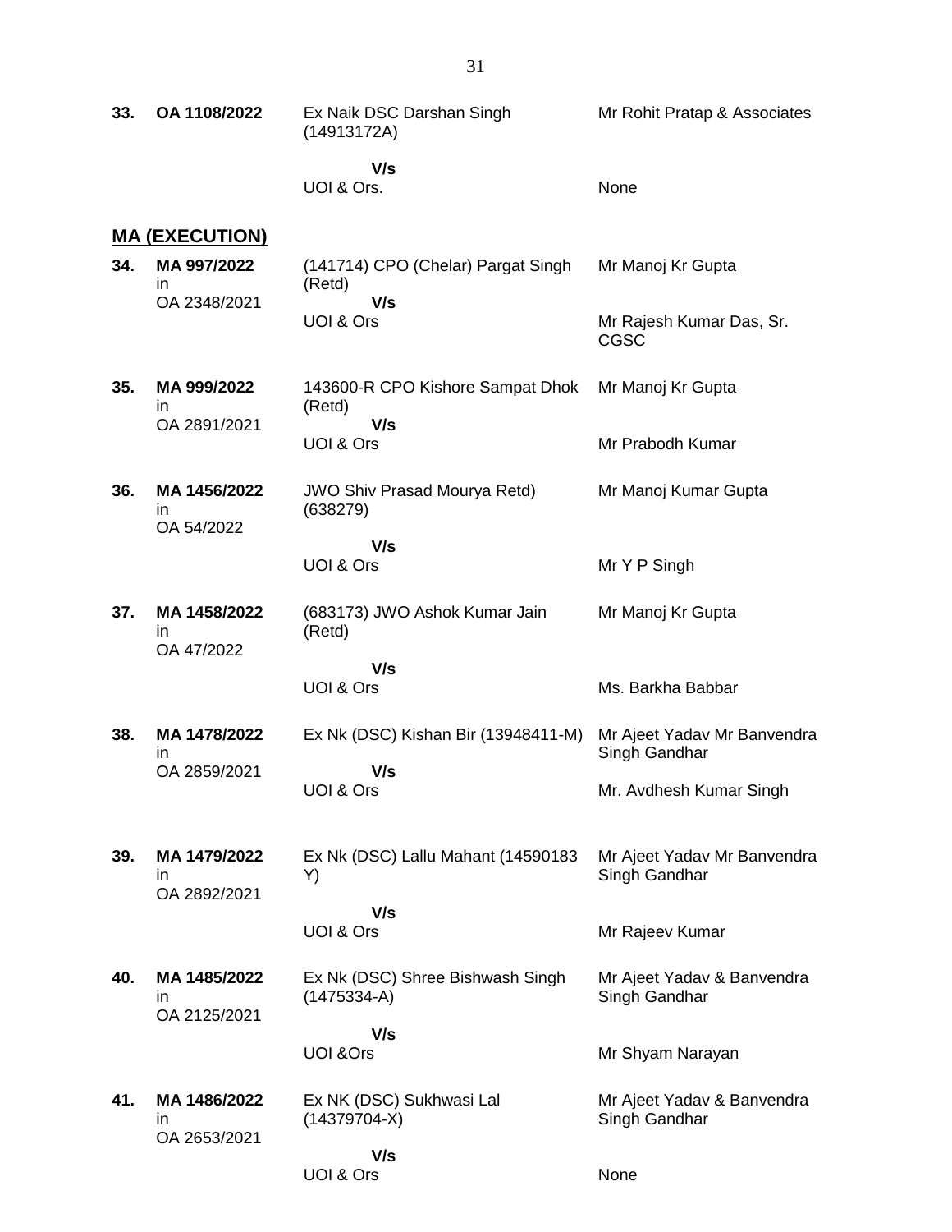| | | | |
|---|---|---|---|
| **33.** | **OA 1108/2022** | Ex Naik DSC Darshan Singh (14913172A)<br>**V/s**<br>UOI & Ors. | Mr Rohit Pratap & Associates<br><br>None |

**MA (EXECUTION)**

| | | | |
|---|---|---|---|
| **34.** | **MA 997/2022** in OA 2348/2021 | (141714) CPO (Chelar) Pargat Singh (Retd)<br>**V/s**<br>UOI & Ors | Mr Manoj Kr Gupta<br><br>Mr Rajesh Kumar Das, Sr. CGSC |
| **35.** | **MA 999/2022** in OA 2891/2021 | 143600-R CPO Kishore Sampat Dhok (Retd)<br>**V/s**<br>UOI & Ors | Mr Manoj Kr Gupta<br><br>Mr Prabodh Kumar |
| **36.** | **MA 1456/2022** in OA 54/2022 | JWO Shiv Prasad Mourya Retd) (638279)<br>**V/s**<br>UOI & Ors | Mr Manoj Kumar Gupta<br><br>Mr Y P Singh |
| **37.** | **MA 1458/2022** in OA 47/2022 | (683173) JWO Ashok Kumar Jain (Retd)<br>**V/s**<br>UOI & Ors | Mr Manoj Kr Gupta<br><br>Ms. Barkha Babbar |
| **38.** | **MA 1478/2022** in OA 2859/2021 | Ex Nk (DSC) Kishan Bir (13948411-M)<br>**V/s**<br>UOI & Ors | Mr Ajeet Yadav Mr Banvendra Singh Gandhar<br><br>Mr. Avdhesh Kumar Singh |
| **39.** | **MA 1479/2022** in OA 2892/2021 | Ex Nk (DSC) Lallu Mahant (14590183 Y)<br>**V/s**<br>UOI & Ors | Mr Ajeet Yadav Mr Banvendra Singh Gandhar<br><br>Mr Rajeev Kumar |
| **40.** | **MA 1485/2022** in OA 2125/2021 | Ex Nk (DSC) Shree Bishwash Singh (1475334-A)<br>**V/s**<br>UOI &Ors | Mr Ajeet Yadav & Banvendra Singh Gandhar<br><br>Mr Shyam Narayan |
| **41.** | **MA 1486/2022** in OA 2653/2021 | Ex NK (DSC) Sukhwasi Lal (14379704-X)<br>**V/s**<br>UOI & Ors | Mr Ajeet Yadav & Banvendra Singh Gandhar<br><br>None |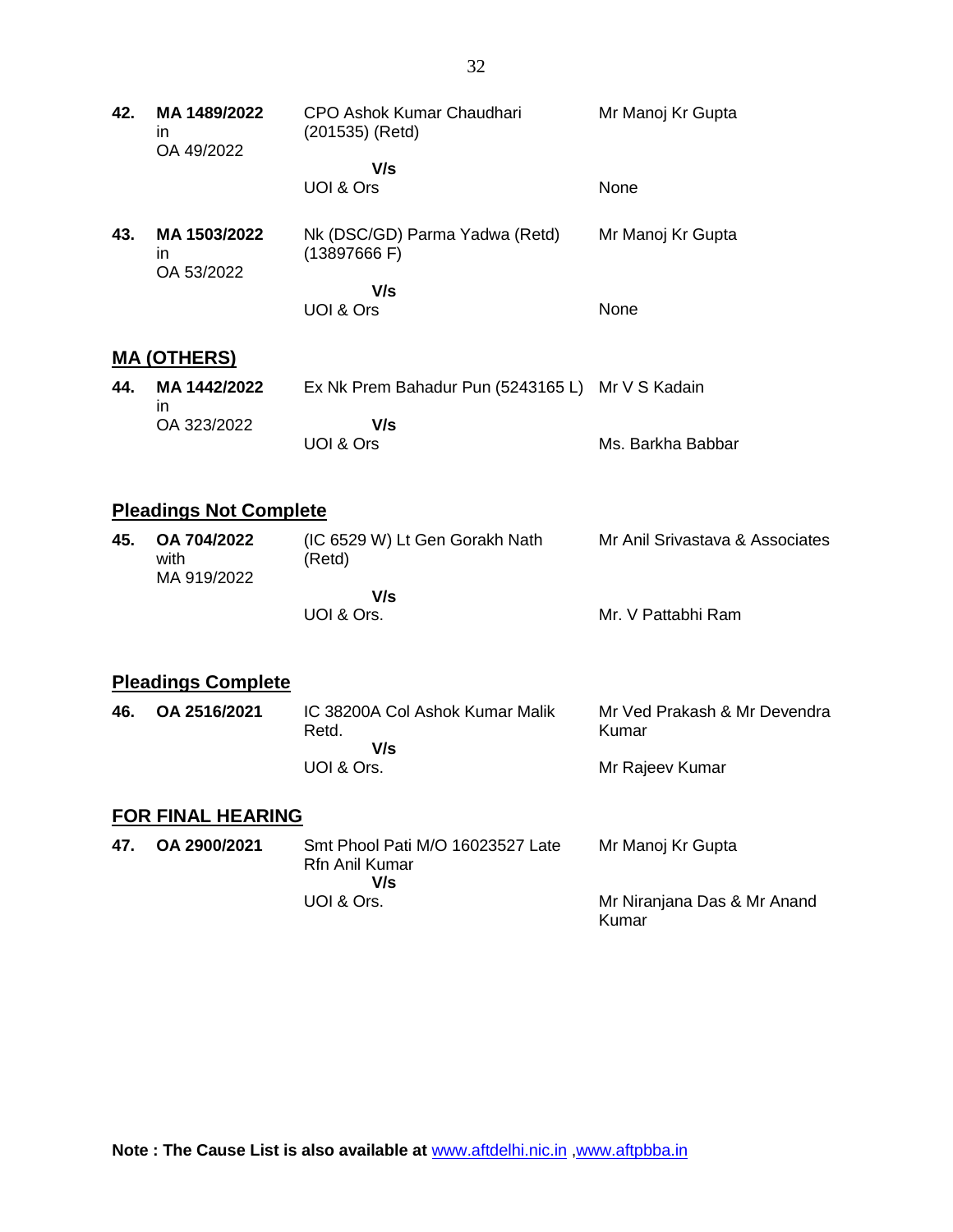| | | | |
|---|---|---|---|
| **42.** | **MA 1489/2022** in OA 49/2022 | CPO Ashok Kumar Chaudhari (201535) (Retd) **V/s** UOI & Ors | Mr Manoj Kr Gupta<br><br>None |
| **43.** | **MA 1503/2022** in OA 53/2022 | Nk (DSC/GD) Parma Yadwa (Retd) (13897666 F) **V/s** UOI & Ors | Mr Manoj Kr Gupta<br><br>None |

## MA (OTHERS)

| | | | |
|---|---|---|---|
| **44.** | **MA 1442/2022** in OA 323/2022 | Ex Nk Prem Bahadur Pun (5243165 L) **V/s** UOI & Ors | Mr V S Kadain<br><br>Ms. Barkha Babbar |

## Pleadings Not Complete

| | | | |
|---|---|---|---|
| **45.** | **OA 704/2022** with MA 919/2022 | (IC 6529 W) Lt Gen Gorakh Nath (Retd) **V/s** UOI & Ors. | Mr Anil Srivastava & Associates<br><br>Mr. V Pattabhi Ram |

## Pleadings Complete

| | | | |
|---|---|---|---|
| **46.** | **OA 2516/2021** | IC 38200A Col Ashok Kumar Malik Retd. **V/s** UOI & Ors. | Mr Ved Prakash & Mr Devendra Kumar<br><br>Mr Rajeev Kumar |

## FOR FINAL HEARING

| | | | |
|---|---|---|---|
| **47.** | **OA 2900/2021** | Smt Phool Pati M/O 16023527 Late Rfn Anil Kumar **V/s** UOI & Ors. | Mr Manoj Kr Gupta<br><br>Mr Niranjana Das & Mr Anand Kumar |

**Note : The Cause List is also available at** www.aftdelhi.nic.in ,www.aftpbba.in